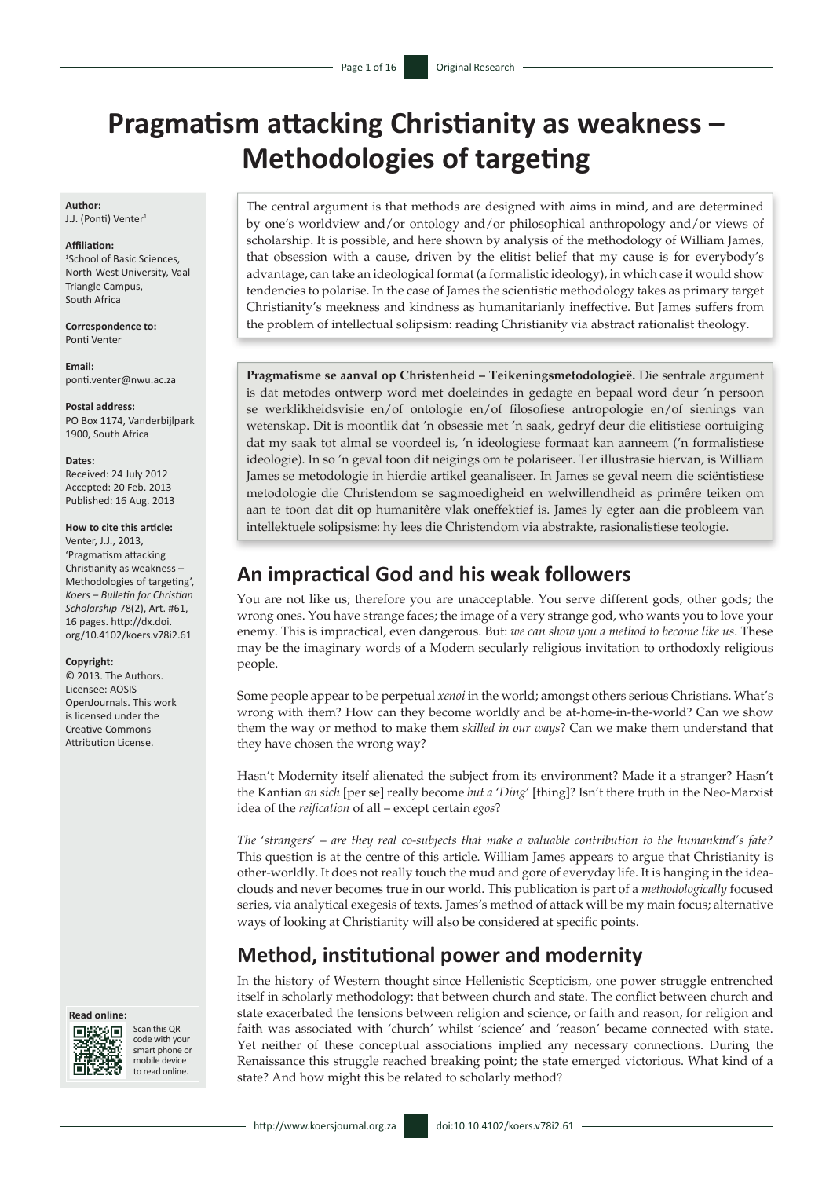# Pragmatism attacking Christianity as weakness – Methodologies of targeting

**Author:**
J.J. (Ponti) Venter[1]

**Affiliation:**
[1]School of Basic Sciences, North-West University, Vaal Triangle Campus, South Africa

**Correspondence to:**
Ponti Venter

**Email:**
ponti.venter@nwu.ac.za

**Postal address:**
PO Box 1174, Vanderbijlpark 1900, South Africa

**Dates:**
Received: 24 July 2012
Accepted: 20 Feb. 2013
Published: 16 Aug. 2013

**How to cite this article:**
Venter, J.J., 2013, 'Pragmatism attacking Christianity as weakness – Methodologies of targeting', *Koers – Bulletin for Christian Scholarship* 78(2), Art. #61, 16 pages. http://dx.doi.org/10.4102/koers.v78i2.61

**Copyright:**
© 2013. The Authors. Licensee: AOSIS OpenJournals. This work is licensed under the Creative Commons Attribution License.

**Read online:**
Scan this QR code with your smart phone or mobile device to read online.

The central argument is that methods are designed with aims in mind, and are determined by one's worldview and/or ontology and/or philosophical anthropology and/or views of scholarship. It is possible, and here shown by analysis of the methodology of William James, that obsession with a cause, driven by the elitist belief that my cause is for everybody's advantage, can take an ideological format (a formalistic ideology), in which case it would show tendencies to polarise. In the case of James the scientistic methodology takes as primary target Christianity's meekness and kindness as humanitarianly ineffective. But James suffers from the problem of intellectual solipsism: reading Christianity via abstract rationalist theology.

**Pragmatisme se aanval op Christenheid – Teikeningsmetodologieë.** Die sentrale argument is dat metodes ontwerp word met doeleindes in gedagte en bepaal word deur 'n persoon se werklikheidsvisie en/of ontologie en/of filosofiese antropologie en/of sienings van wetenskap. Dit is moontlik dat 'n obsessie met 'n saak, gedryf deur die elitistiese oortuiging dat my saak tot almal se voordeel is, 'n ideologiese formaat kan aanneem ('n formalistiese ideologie). In so 'n geval toon dit neigings om te polariseer. Ter illustrasie hiervan, is William James se metodologie in hierdie artikel geanaliseer. In James se geval neem die sciëntistiese metodologie die Christendom se sagmoedigheid en welwillendheid as primêre teiken om aan te toon dat dit op humanitêre vlak oneffektief is. James ly egter aan die probleem van intellektuele solipsisme: hy lees die Christendom via abstrakte, rasionalistiese teologie.

## An impractical God and his weak followers

You are not like us; therefore you are unacceptable. You serve different gods, other gods; the wrong ones. You have strange faces; the image of a very strange god, who wants you to love your enemy. This is impractical, even dangerous. But: *we can show you a method to become like us*. These may be the imaginary words of a Modern secularly religious invitation to orthodoxly religious people.

Some people appear to be perpetual *xenoi* in the world; amongst others serious Christians. What's wrong with them? How can they become worldly and be at-home-in-the-world? Can we show them the way or method to make them *skilled in our ways*? Can we make them understand that they have chosen the wrong way?

Hasn't Modernity itself alienated the subject from its environment? Made it a stranger? Hasn't the Kantian *an sich* [per se] really become *but a 'Ding'* [thing]? Isn't there truth in the Neo-Marxist idea of the *reification* of all – except certain *egos*?

*The 'strangers' – are they real co-subjects that make a valuable contribution to the humankind's fate?* This question is at the centre of this article. William James appears to argue that Christianity is other-worldly. It does not really touch the mud and gore of everyday life. It is hanging in the idea-clouds and never becomes true in our world. This publication is part of a *methodologically* focused series, via analytical exegesis of texts. James's method of attack will be my main focus; alternative ways of looking at Christianity will also be considered at specific points.

## Method, institutional power and modernity

In the history of Western thought since Hellenistic Scepticism, one power struggle entrenched itself in scholarly methodology: that between church and state. The conflict between church and state exacerbated the tensions between religion and science, or faith and reason, for religion and faith was associated with 'church' whilst 'science' and 'reason' became connected with state. Yet neither of these conceptual associations implied any necessary connections. During the Renaissance this struggle reached breaking point; the state emerged victorious. What kind of a state? And how might this be related to scholarly method?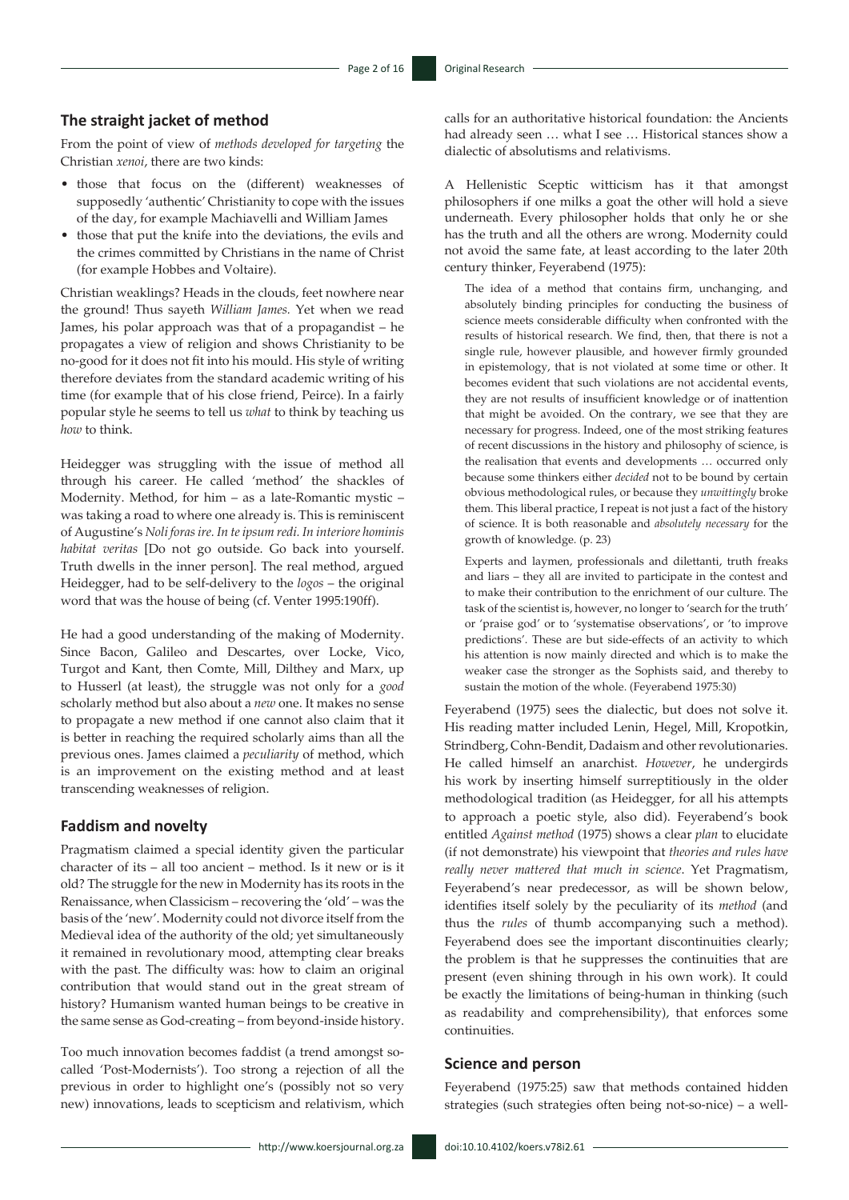## The straight jacket of method

From the point of view of *methods developed for targeting* the Christian *xenoi*, there are two kinds:

- those that focus on the (different) weaknesses of supposedly 'authentic' Christianity to cope with the issues of the day, for example Machiavelli and William James
- those that put the knife into the deviations, the evils and the crimes committed by Christians in the name of Christ (for example Hobbes and Voltaire).

Christian weaklings? Heads in the clouds, feet nowhere near the ground! Thus sayeth *William James*. Yet when we read James, his polar approach was that of a propagandist – he propagates a view of religion and shows Christianity to be no-good for it does not fit into his mould. His style of writing therefore deviates from the standard academic writing of his time (for example that of his close friend, Peirce). In a fairly popular style he seems to tell us *what* to think by teaching us *how* to think.

Heidegger was struggling with the issue of method all through his career. He called 'method' the shackles of Modernity. Method, for him – as a late-Romantic mystic – was taking a road to where one already is. This is reminiscent of Augustine's *Noli foras ire. In te ipsum redi. In interiore hominis habitat veritas* [Do not go outside. Go back into yourself. Truth dwells in the inner person]. The real method, argued Heidegger, had to be self-delivery to the *logos* – the original word that was the house of being (cf. Venter 1995:190ff).

He had a good understanding of the making of Modernity. Since Bacon, Galileo and Descartes, over Locke, Vico, Turgot and Kant, then Comte, Mill, Dilthey and Marx, up to Husserl (at least), the struggle was not only for a *good* scholarly method but also about a *new* one. It makes no sense to propagate a new method if one cannot also claim that it is better in reaching the required scholarly aims than all the previous ones. James claimed a *peculiarity* of method, which is an improvement on the existing method and at least transcending weaknesses of religion.

## Faddism and novelty

Pragmatism claimed a special identity given the particular character of its – all too ancient – method. Is it new or is it old? The struggle for the new in Modernity has its roots in the Renaissance, when Classicism – recovering the 'old' – was the basis of the 'new'. Modernity could not divorce itself from the Medieval idea of the authority of the old; yet simultaneously it remained in revolutionary mood, attempting clear breaks with the past. The difficulty was: how to claim an original contribution that would stand out in the great stream of history? Humanism wanted human beings to be creative in the same sense as God-creating – from beyond-inside history.

Too much innovation becomes faddist (a trend amongst so-called 'Post-Modernists'). Too strong a rejection of all the previous in order to highlight one's (possibly not so very new) innovations, leads to scepticism and relativism, which calls for an authoritative historical foundation: the Ancients had already seen … what I see … Historical stances show a dialectic of absolutisms and relativisms.

A Hellenistic Sceptic witticism has it that amongst philosophers if one milks a goat the other will hold a sieve underneath. Every philosopher holds that only he or she has the truth and all the others are wrong. Modernity could not avoid the same fate, at least according to the later 20th century thinker, Feyerabend (1975):

> The idea of a method that contains firm, unchanging, and absolutely binding principles for conducting the business of science meets considerable difficulty when confronted with the results of historical research. We find, then, that there is not a single rule, however plausible, and however firmly grounded in epistemology, that is not violated at some time or other. It becomes evident that such violations are not accidental events, they are not results of insufficient knowledge or of inattention that might be avoided. On the contrary, we see that they are necessary for progress. Indeed, one of the most striking features of recent discussions in the history and philosophy of science, is the realisation that events and developments … occurred only because some thinkers either *decided* not to be bound by certain obvious methodological rules, or because they *unwittingly* broke them. This liberal practice, I repeat is not just a fact of the history of science. It is both reasonable and *absolutely necessary* for the growth of knowledge. (p. 23)
>
> Experts and laymen, professionals and dilettanti, truth freaks and liars – they all are invited to participate in the contest and to make their contribution to the enrichment of our culture. The task of the scientist is, however, no longer to 'search for the truth' or 'praise god' or to 'systematise observations', or 'to improve predictions'. These are but side-effects of an activity to which his attention is now mainly directed and which is to make the weaker case the stronger as the Sophists said, and thereby to sustain the motion of the whole. (Feyerabend 1975:30)

Feyerabend (1975) sees the dialectic, but does not solve it. His reading matter included Lenin, Hegel, Mill, Kropotkin, Strindberg, Cohn-Bendit, Dadaism and other revolutionaries. He called himself an anarchist. *However*, he undergirds his work by inserting himself surreptitiously in the older methodological tradition (as Heidegger, for all his attempts to approach a poetic style, also did). Feyerabend's book entitled *Against method* (1975) shows a clear *plan* to elucidate (if not demonstrate) his viewpoint that *theories and rules have really never mattered that much in science*. Yet Pragmatism, Feyerabend's near predecessor, as will be shown below, identifies itself solely by the peculiarity of its *method* (and thus the *rules* of thumb accompanying such a method). Feyerabend does see the important discontinuities clearly; the problem is that he suppresses the continuities that are present (even shining through in his own work). It could be exactly the limitations of being-human in thinking (such as readability and comprehensibility), that enforces some continuities.

## Science and person

Feyerabend (1975:25) saw that methods contained hidden strategies (such strategies often being not-so-nice) – a well-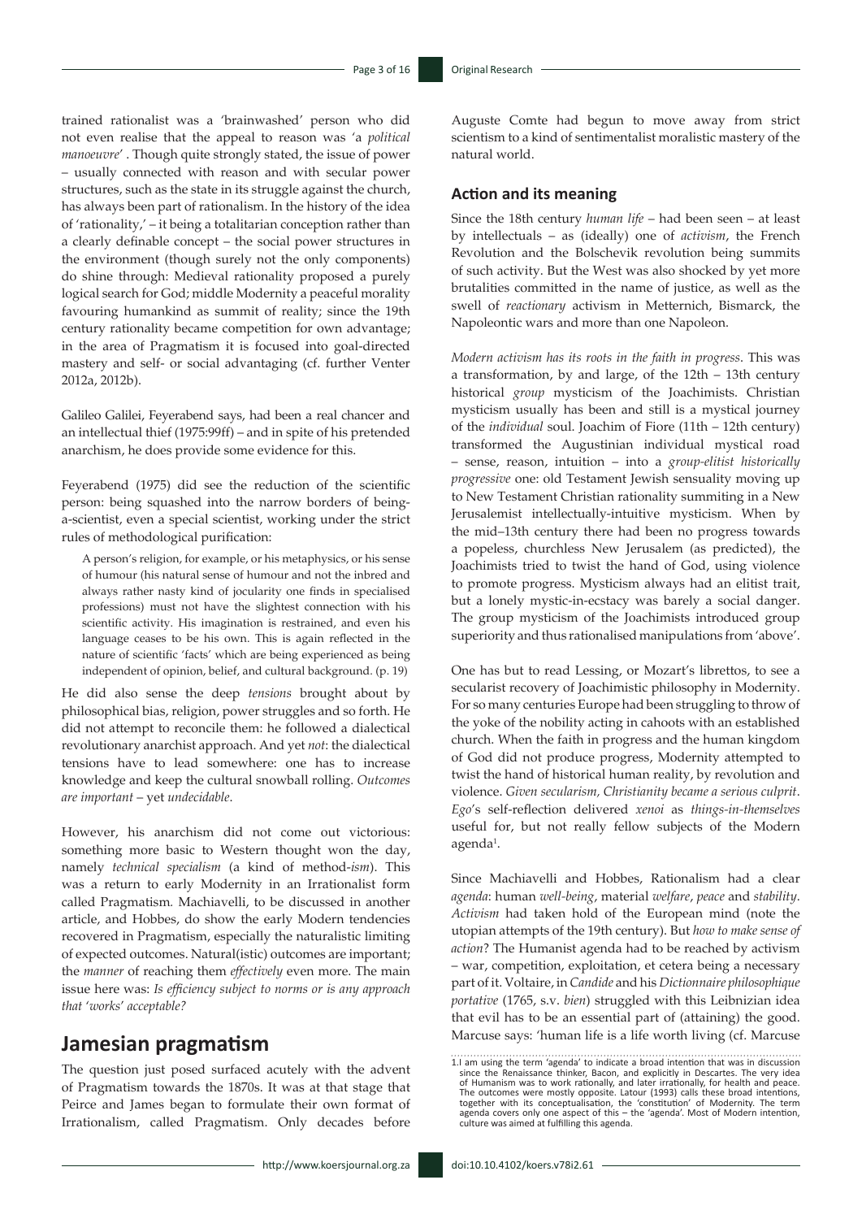trained rationalist was a 'brainwashed' person who did not even realise that the appeal to reason was 'a *political manoeuvre*' . Though quite strongly stated, the issue of power – usually connected with reason and with secular power structures, such as the state in its struggle against the church, has always been part of rationalism. In the history of the idea of 'rationality,' – it being a totalitarian conception rather than a clearly definable concept – the social power structures in the environment (though surely not the only components) do shine through: Medieval rationality proposed a purely logical search for God; middle Modernity a peaceful morality favouring humankind as summit of reality; since the 19th century rationality became competition for own advantage; in the area of Pragmatism it is focused into goal-directed mastery and self- or social advantaging (cf. further Venter 2012a, 2012b).

Galileo Galilei, Feyerabend says, had been a real chancer and an intellectual thief (1975:99ff) – and in spite of his pretended anarchism, he does provide some evidence for this.

Feyerabend (1975) did see the reduction of the scientific person: being squashed into the narrow borders of being-a-scientist, even a special scientist, working under the strict rules of methodological purification:

> A person's religion, for example, or his metaphysics, or his sense of humour (his natural sense of humour and not the inbred and always rather nasty kind of jocularity one finds in specialised professions) must not have the slightest connection with his scientific activity. His imagination is restrained, and even his language ceases to be his own. This is again reflected in the nature of scientific 'facts' which are being experienced as being independent of opinion, belief, and cultural background. (p. 19)

He did also sense the deep *tensions* brought about by philosophical bias, religion, power struggles and so forth. He did not attempt to reconcile them: he followed a dialectical revolutionary anarchist approach. And yet *not*: the dialectical tensions have to lead somewhere: one has to increase knowledge and keep the cultural snowball rolling. *Outcomes are important* – yet *undecidable*.

However, his anarchism did not come out victorious: something more basic to Western thought won the day, namely *technical specialism* (a kind of method-*ism*). This was a return to early Modernity in an Irrationalist form called Pragmatism. Machiavelli, to be discussed in another article, and Hobbes, do show the early Modern tendencies recovered in Pragmatism, especially the naturalistic limiting of expected outcomes. Natural(istic) outcomes are important; the *manner* of reaching them *effectively* even more. The main issue here was: *Is efficiency subject to norms or is any approach that 'works' acceptable?*

## Jamesian pragmatism

The question just posed surfaced acutely with the advent of Pragmatism towards the 1870s. It was at that stage that Peirce and James began to formulate their own format of Irrationalism, called Pragmatism. Only decades before Auguste Comte had begun to move away from strict scientism to a kind of sentimentalist moralistic mastery of the natural world.

### Action and its meaning

Since the 18th century *human life* – had been seen – at least by intellectuals – as (ideally) one of *activism*, the French Revolution and the Bolschevik revolution being summits of such activity. But the West was also shocked by yet more brutalities committed in the name of justice, as well as the swell of *reactionary* activism in Metternich, Bismarck, the Napoleontic wars and more than one Napoleon.

*Modern activism has its roots in the faith in progress*. This was a transformation, by and large, of the 12th – 13th century historical *group* mysticism of the Joachimists. Christian mysticism usually has been and still is a mystical journey of the *individual* soul. Joachim of Fiore (11th – 12th century) transformed the Augustinian individual mystical road – sense, reason, intuition – into a *group-elitist historically progressive* one: old Testament Jewish sensuality moving up to New Testament Christian rationality summiting in a New Jerusalemist intellectually-intuitive mysticism. When by the mid–13th century there had been no progress towards a popeless, churchless New Jerusalem (as predicted), the Joachimists tried to twist the hand of God, using violence to promote progress. Mysticism always had an elitist trait, but a lonely mystic-in-ecstacy was barely a social danger. The group mysticism of the Joachimists introduced group superiority and thus rationalised manipulations from 'above'.

One has but to read Lessing, or Mozart's librettos, to see a secularist recovery of Joachimistic philosophy in Modernity. For so many centuries Europe had been struggling to throw of the yoke of the nobility acting in cahoots with an established church. When the faith in progress and the human kingdom of God did not produce progress, Modernity attempted to twist the hand of historical human reality, by revolution and violence. *Given secularism, Christianity became a serious culprit*. *Ego*'s self-reflection delivered *xenoi* as *things-in-themselves* useful for, but not really fellow subjects of the Modern agenda[1].

Since Machiavelli and Hobbes, Rationalism had a clear *agenda*: human *well-being*, material *welfare*, *peace* and *stability*. *Activism* had taken hold of the European mind (note the utopian attempts of the 19th century). But *how to make sense of action*? The Humanist agenda had to be reached by activism – war, competition, exploitation, et cetera being a necessary part of it. Voltaire, in *Candide* and his *Dictionnaire philosophique portative* (1765, s.v. *bien*) struggled with this Leibnizian idea that evil has to be an essential part of (attaining) the good. Marcuse says: 'human life is a life worth living (cf. Marcuse

1. I am using the term 'agenda' to indicate a broad intention that was in discussion since the Renaissance thinker, Bacon, and explicitly in Descartes. The very idea of Humanism was to work rationally, and later irrationally, for health and peace. The outcomes were mostly opposite. Latour (1993) calls these broad intentions, together with its conceptualisation, the 'constitution' of Modernity. The term agenda covers only one aspect of this – the 'agenda'. Most of Modern intention, culture was aimed at fulfilling this agenda.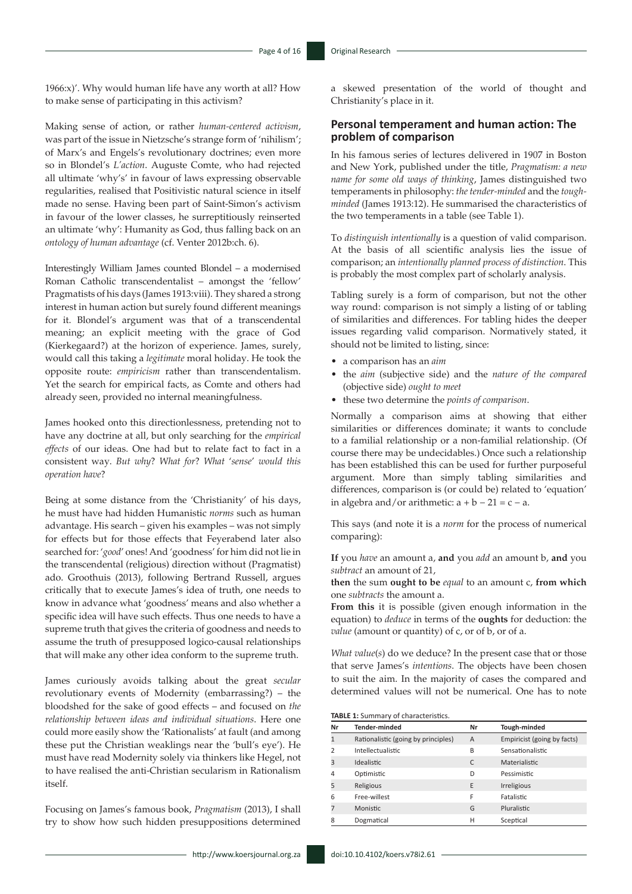1966:x)'. Why would human life have any worth at all? How to make sense of participating in this activism?

Making sense of action, or rather *human-centered activism*, was part of the issue in Nietzsche's strange form of 'nihilism'; of Marx's and Engels's revolutionary doctrines; even more so in Blondel's *L'action*. Auguste Comte, who had rejected all ultimate 'why's' in favour of laws expressing observable regularities, realised that Positivistic natural science in itself made no sense. Having been part of Saint-Simon's activism in favour of the lower classes, he surreptitiously reinserted an ultimate 'why': Humanity as God, thus falling back on an *ontology of human advantage* (cf. Venter 2012b:ch. 6).

Interestingly William James counted Blondel – a modernised Roman Catholic transcendentalist – amongst the 'fellow' Pragmatists of his days (James 1913:viii). They shared a strong interest in human action but surely found different meanings for it. Blondel's argument was that of a transcendental meaning; an explicit meeting with the grace of God (Kierkegaard?) at the horizon of experience. James, surely, would call this taking a *legitimate* moral holiday. He took the opposite route: *empiricism* rather than transcendentalism. Yet the search for empirical facts, as Comte and others had already seen, provided no internal meaningfulness.

James hooked onto this directionlessness, pretending not to have any doctrine at all, but only searching for the *empirical effects* of our ideas. One had but to relate fact to fact in a consistent way. *But why*? *What for*? *What 'sense' would this operation have*?

Being at some distance from the 'Christianity' of his days, he must have had hidden Humanistic *norms* such as human advantage. His search – given his examples – was not simply for effects but for those effects that Feyerabend later also searched for: '*good*' ones! And 'goodness' for him did not lie in the transcendental (religious) direction without (Pragmatist) ado. Groothuis (2013), following Bertrand Russell, argues critically that to execute James's idea of truth, one needs to know in advance what 'goodness' means and also whether a specific idea will have such effects. Thus one needs to have a supreme truth that gives the criteria of goodness and needs to assume the truth of presupposed logico-causal relationships that will make any other idea conform to the supreme truth.

James curiously avoids talking about the great *secular* revolutionary events of Modernity (embarrassing?) – the bloodshed for the sake of good effects – and focused on *the relationship between ideas and individual situations*. Here one could more easily show the 'Rationalists' at fault (and among these put the Christian weaklings near the 'bull's eye'). He must have read Modernity solely via thinkers like Hegel, not to have realised the anti-Christian secularism in Rationalism itself.

Focusing on James's famous book, *Pragmatism* (2013), I shall try to show how such hidden presuppositions determined a skewed presentation of the world of thought and Christianity's place in it.

## Personal temperament and human action: The problem of comparison

In his famous series of lectures delivered in 1907 in Boston and New York, published under the title, *Pragmatism: a new name for some old ways of thinking*, James distinguished two temperaments in philosophy: *the tender-minded* and the *tough-minded* (James 1913:12). He summarised the characteristics of the two temperaments in a table (see Table 1).

To *distinguish intentionally* is a question of valid comparison. At the basis of all scientific analysis lies the issue of comparison; an *intentionally planned process of distinction*. This is probably the most complex part of scholarly analysis.

Tabling surely is a form of comparison, but not the other way round: comparison is not simply a listing of or tabling of similarities and differences. For tabling hides the deeper issues regarding valid comparison. Normatively stated, it should not be limited to listing, since:

- a comparison has an *aim*
- the *aim* (subjective side) and the *nature of the compared* (objective side) *ought to meet*
- these two determine the *points of comparison*.

Normally a comparison aims at showing that either similarities or differences dominate; it wants to conclude to a familial relationship or a non-familial relationship. (Of course there may be undecidables.) Once such a relationship has been established this can be used for further purposeful argument. More than simply tabling similarities and differences, comparison is (or could be) related to 'equation' in algebra and/or arithmetic: $a + b - 21 = c - a$.

This says (and note it is a *norm* for the process of numerical comparing):

**If** you *have* an amount a, **and** you *add* an amount b, **and** you *subtract* an amount of 21,
**then** the sum **ought to be** *equal* to an amount c, **from which** one *subtracts* the amount a.
**From this** it is possible (given enough information in the equation) to *deduce* in terms of the **oughts** for deduction: the *value* (amount or quantity) of c, or of b, or of a.

*What value(s)* do we deduce? In the present case that or those that serve James's *intentions*. The objects have been chosen to suit the aim. In the majority of cases the compared and determined values will not be numerical. One has to note

**TABLE 1:** Summary of characteristics.

| Nr | Tender-minded | Nr | Tough-minded |
|---|---|---|---|
| 1 | Rationalistic (going by principles) | A | Empiricist (going by facts) |
| 2 | Intellectualistic | B | Sensationalistic |
| 3 | Idealistic | C | Materialistic |
| 4 | Optimistic | D | Pessimistic |
| 5 | Religious | E | Irreligious |
| 6 | Free-willest | F | Fatalistic |
| 7 | Monistic | G | Pluralistic |
| 8 | Dogmatical | H | Sceptical |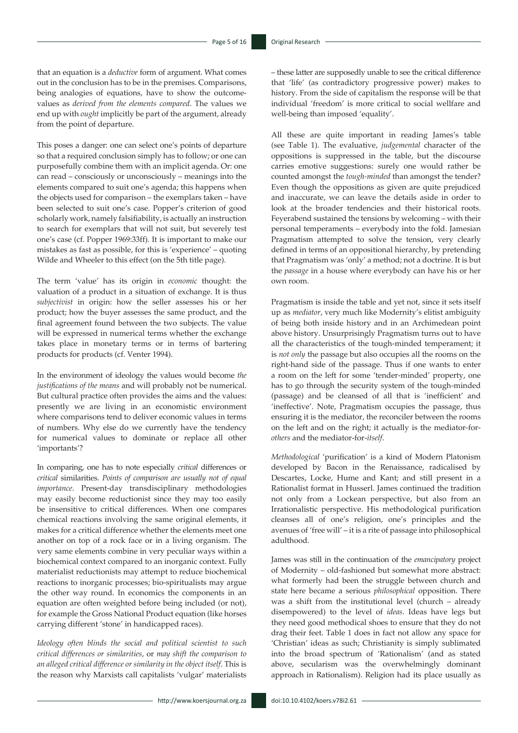that an equation is a *deductive* form of argument. What comes out in the conclusion has to be in the premises. Comparisons, being analogies of equations, have to show the outcome-values as *derived from the elements compared*. The values we end up with *ought* implicitly be part of the argument, already from the point of departure.

This poses a danger: one can select one's points of departure so that a required conclusion simply has to follow; or one can purposefully combine them with an implicit agenda. Or: one can read – consciously or unconsciously – meanings into the elements compared to suit one's agenda; this happens when the objects used for comparison – the exemplars taken – have been selected to suit one's case. Popper's criterion of good scholarly work, namely falsifiability, is actually an instruction to search for exemplars that will not suit, but severely test one's case (cf. Popper 1969:33ff). It is important to make our mistakes as fast as possible, for this is 'experience' – quoting Wilde and Wheeler to this effect (on the 5th title page).

The term 'value' has its origin in *economic* thought: the valuation of a product in a situation of exchange. It is thus *subjectivist* in origin: how the seller assesses his or her product; how the buyer assesses the same product, and the final agreement found between the two subjects. The value will be expressed in numerical terms whether the exchange takes place in monetary terms or in terms of bartering products for products (cf. Venter 1994).

In the environment of ideology the values would become *the justifications of the means* and will probably not be numerical. But cultural practice often provides the aims and the values: presently we are living in an economistic environment where comparisons tend to deliver economic values in terms of numbers. Why else do we currently have the tendency for numerical values to dominate or replace all other 'importants'?

In comparing, one has to note especially *critical* differences or *critical* similarities. *Points of comparison are usually not of equal importance*. Present-day transdisciplinary methodologies may easily become reductionist since they may too easily be insensitive to critical differences. When one compares chemical reactions involving the same original elements, it makes for a critical difference whether the elements meet one another on top of a rock face or in a living organism. The very same elements combine in very peculiar ways within a biochemical context compared to an inorganic context. Fully materialist reductionists may attempt to reduce biochemical reactions to inorganic processes; bio-spiritualists may argue the other way round. In economics the components in an equation are often weighted before being included (or not), for example the Gross National Product equation (like horses carrying different 'stone' in handicapped races).

*Ideology often blinds the social and political scientist to such critical differences or similarities*, or *may shift the comparison to an alleged critical difference or similarity in the object itself*. This is the reason why Marxists call capitalists 'vulgar' materialists – these latter are supposedly unable to see the critical difference that 'life' (as contradictory progressive power) makes to history. From the side of capitalism the response will be that individual 'freedom' is more critical to social wellfare and well-being than imposed 'equality'.

All these are quite important in reading James's table (see Table 1). The evaluative, *judgemental* character of the oppositions is suppressed in the table, but the discourse carries emotive suggestions: surely one would rather be counted amongst the *tough-minded* than amongst the tender? Even though the oppositions as given are quite prejudiced and inaccurate, we can leave the details aside in order to look at the broader tendencies and their historical roots. Feyerabend sustained the tensions by welcoming – with their personal temperaments – everybody into the fold. Jamesian Pragmatism attempted to solve the tension, very clearly defined in terms of an oppositional hierarchy, by pretending that Pragmatism was 'only' a method; not a doctrine. It is but the *passage* in a house where everybody can have his or her own room.

Pragmatism is inside the table and yet not, since it sets itself up as *mediator*, very much like Modernity's elitist ambiguity of being both inside history and in an Archimedean point above history. Unsurprisingly Pragmatism turns out to have all the characteristics of the tough-minded temperament; it is *not only* the passage but also occupies all the rooms on the right-hand side of the passage. Thus if one wants to enter a room on the left for some 'tender-minded' property, one has to go through the security system of the tough-minded (passage) and be cleansed of all that is 'inefficient' and 'ineffective'. Note, Pragmatism occupies the passage, thus ensuring it is the mediator, the reconciler between the rooms on the left and on the right; it actually is the mediator-for-*others* and the mediator-for-*itself*.

*Methodological* 'purification' is a kind of Modern Platonism developed by Bacon in the Renaissance, radicalised by Descartes, Locke, Hume and Kant; and still present in a Rationalist format in Husserl. James continued the tradition not only from a Lockean perspective, but also from an Irrationalistic perspective. His methodological purification cleanses all of one's religion, one's principles and the avenues of 'free will' – it is a rite of passage into philosophical adulthood.

James was still in the continuation of the *emancipatory* project of Modernity – old-fashioned but somewhat more abstract: what formerly had been the struggle between church and state here became a serious *philosophical* opposition. There was a shift from the institutional level (church – already disempowered) to the level of *ideas*. Ideas have legs but they need good methodical shoes to ensure that they do not drag their feet. Table 1 does in fact not allow any space for 'Christian' ideas as such; Christianity is simply sublimated into the broad spectrum of 'Rationalism' (and as stated above, secularism was the overwhelmingly dominant approach in Rationalism). Religion had its place usually as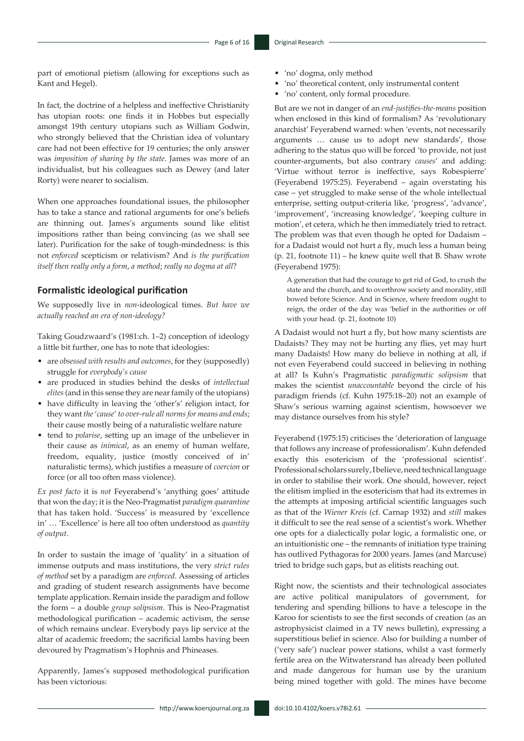part of emotional pietism (allowing for exceptions such as Kant and Hegel).

In fact, the doctrine of a helpless and ineffective Christianity has utopian roots: one finds it in Hobbes but especially amongst 19th century utopians such as William Godwin, who strongly believed that the Christian idea of voluntary care had not been effective for 19 centuries; the only answer was *imposition of sharing by the state*. James was more of an individualist, but his colleagues such as Dewey (and later Rorty) were nearer to socialism.

When one approaches foundational issues, the philosopher has to take a stance and rational arguments for one's beliefs are thinning out. James's arguments sound like elitist impositions rather than being convincing (as we shall see later). Purification for the sake of tough-mindedness: is this not *enforced* scepticism or relativism? And *is the purification itself then really only a form*, *a method*; *really no dogma at all*?

## Formalistic ideological purification

We supposedly live in *non*-ideological times. *But have we actually reached an era of non-ideology?*

Taking Goudzwaard's (1981:ch. 1–2) conception of ideology a little bit further, one has to note that ideologies:

- are *obsessed with results and outcomes*, for they (supposedly) struggle for *everybody's cause*
- are produced in studies behind the desks of *intellectual elites* (and in this sense they are near family of the utopians)
- have difficulty in leaving the 'other's' religion intact, for they want *the 'cause' to over-rule all norms for means and ends*; their cause mostly being of a naturalistic welfare nature
- tend to *polarise*, setting up an image of the unbeliever in their cause as *inimical*, as an enemy of human welfare, freedom, equality, justice (mostly conceived of in' naturalistic terms), which justifies a measure of *coercion* or force (or all too often mass violence).

*Ex post facto* it is *not* Feyerabend's 'anything goes' attitude that won the day; it is the Neo-Pragmatist *paradigm quarantine* that has taken hold. 'Success' is measured by 'excellence in' … 'Excellence' is here all too often understood as *quantity of output*.

In order to sustain the image of 'quality' in a situation of immense outputs and mass institutions, the very *strict rules of method* set by a paradigm are *enforced*. Assessing of articles and grading of student research assignments have become template application. Remain inside the paradigm and follow the form – a double *group solipsism*. This is Neo-Pragmatist methodological purification – academic activism, the sense of which remains unclear. Everybody pays lip service at the altar of academic freedom; the sacrificial lambs having been devoured by Pragmatism's Hophnis and Phineases.

Apparently, James's supposed methodological purification has been victorious:

- 'no' dogma, only method
- 'no' theoretical content, only instrumental content
- 'no' content, only formal procedure.

But are we not in danger of an *end-justifies-the-means* position when enclosed in this kind of formalism? As 'revolutionary anarchist' Feyerabend warned: when 'events, not necessarily arguments … cause us to adopt new standards', those adhering to the status quo will be forced 'to provide, not just counter-arguments, but also contrary *causes*' and adding: 'Virtue without terror is ineffective, says Robespierre' (Feyerabend 1975:25). Feyerabend – again overstating his case – yet struggled to make sense of the whole intellectual enterprise, setting output-criteria like, 'progress', 'advance', 'improvement', 'increasing knowledge', 'keeping culture in motion', et cetera, which he then immediately tried to retract. The problem was that even though he opted for Dadaism – for a Dadaist would not hurt a fly, much less a human being (p. 21, footnote 11) – he knew quite well that B. Shaw wrote (Feyerabend 1975):

> A generation that had the courage to get rid of God, to crush the state and the church, and to overthrow society and morality, still bowed before Science. And in Science, where freedom ought to reign, the order of the day was 'belief in the authorities or off with your head. (p. 21, footnote 10)

A Dadaist would not hurt a fly, but how many scientists are Dadaists? They may not be hurting any flies, yet may hurt many Dadaists! How many do believe in nothing at all, if not even Feyerabend could succeed in believing in nothing at all? Is Kuhn's Pragmatistic *paradigmatic solipsism* that makes the scientist *unaccountable* beyond the circle of his paradigm friends (cf. Kuhn 1975:18–20) not an example of Shaw's serious warning against scientism, howsoever we may distance ourselves from his style?

Feyerabend (1975:15) criticises the 'deterioration of language that follows any increase of professionalism'. Kuhn defended exactly this esotericism of the 'professional scientist'. Professional scholars surely, I believe, need technical language in order to stabilise their work. One should, however, reject the elitism implied in the esotericism that had its extremes in the attempts at imposing artificial scientific languages such as that of the *Wiener Kreis* (cf. Carnap 1932) and *still* makes it difficult to see the real sense of a scientist's work. Whether one opts for a dialectically polar logic, a formalistic one, or an intuitionistic one – the remnants of initiation type training has outlived Pythagoras for 2000 years. James (and Marcuse) tried to bridge such gaps, but as elitists reaching out.

Right now, the scientists and their technological associates are active political manipulators of government, for tendering and spending billions to have a telescope in the Karoo for scientists to see the first seconds of creation (as an astrophysicist claimed in a TV news bulletin), expressing a superstitious belief in science. Also for building a number of ('very safe') nuclear power stations, whilst a vast formerly fertile area on the Witwatersrand has already been polluted and made dangerous for human use by the uranium being mined together with gold. The mines have become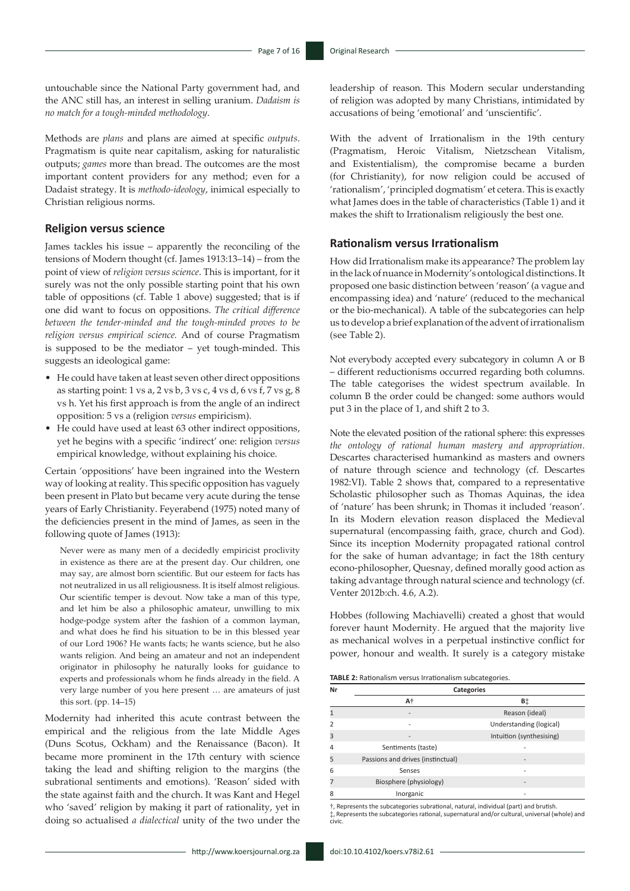untouchable since the National Party government had, and the ANC still has, an interest in selling uranium. *Dadaism is no match for a tough-minded methodology*.

Methods are *plans* and plans are aimed at specific *outputs*. Pragmatism is quite near capitalism, asking for naturalistic outputs; *games* more than bread. The outcomes are the most important content providers for any method; even for a Dadaist strategy. It is *methodo-ideology*, inimical especially to Christian religious norms.

## Religion versus science

James tackles his issue – apparently the reconciling of the tensions of Modern thought (cf. James 1913:13–14) – from the point of view of *religion versus science*. This is important, for it surely was not the only possible starting point that his own table of oppositions (cf. Table 1 above) suggested; that is if one did want to focus on oppositions. *The critical difference between the tender-minded and the tough-minded proves to be religion versus empirical science.* And of course Pragmatism is supposed to be the mediator – yet tough-minded. This suggests an ideological game:

- He could have taken at least seven other direct oppositions as starting point: 1 vs a, 2 vs b, 3 vs c, 4 vs d, 6 vs f, 7 vs g, 8 vs h. Yet his first approach is from the angle of an indirect opposition: 5 vs a (religion *versus* empiricism).
- He could have used at least 63 other indirect oppositions, yet he begins with a specific 'indirect' one: religion *versus* empirical knowledge, without explaining his choice.

Certain 'oppositions' have been ingrained into the Western way of looking at reality. This specific opposition has vaguely been present in Plato but became very acute during the tense years of Early Christianity. Feyerabend (1975) noted many of the deficiencies present in the mind of James, as seen in the following quote of James (1913):

> Never were as many men of a decidedly empiricist proclivity in existence as there are at the present day. Our children, one may say, are almost born scientific. But our esteem for facts has not neutralized in us all religiousness. It is itself almost religious. Our scientific temper is devout. Now take a man of this type, and let him be also a philosophic amateur, unwilling to mix hodge-podge system after the fashion of a common layman, and what does he find his situation to be in this blessed year of our Lord 1906? He wants facts; he wants science, but he also wants religion. And being an amateur and not an independent originator in philosophy he naturally looks for guidance to experts and professionals whom he finds already in the field. A very large number of you here present … are amateurs of just this sort. (pp. 14–15)

Modernity had inherited this acute contrast between the empirical and the religious from the late Middle Ages (Duns Scotus, Ockham) and the Renaissance (Bacon). It became more prominent in the 17th century with science taking the lead and shifting religion to the margins (the subrational sentiments and emotions). 'Reason' sided with the state against faith and the church. It was Kant and Hegel who 'saved' religion by making it part of rationality, yet in doing so actualised *a dialectical* unity of the two under the leadership of reason. This Modern secular understanding of religion was adopted by many Christians, intimidated by accusations of being 'emotional' and 'unscientific'.

With the advent of Irrationalism in the 19th century (Pragmatism, Heroic Vitalism, Nietzschean Vitalism, and Existentialism), the compromise became a burden (for Christianity), for now religion could be accused of 'rationalism', 'principled dogmatism' et cetera. This is exactly what James does in the table of characteristics (Table 1) and it makes the shift to Irrationalism religiously the best one.

## Rationalism versus Irrationalism

How did Irrationalism make its appearance? The problem lay in the lack of nuance in Modernity's ontological distinctions. It proposed one basic distinction between 'reason' (a vague and encompassing idea) and 'nature' (reduced to the mechanical or the bio-mechanical). A table of the subcategories can help us to develop a brief explanation of the advent of irrationalism (see Table 2).

Not everybody accepted every subcategory in column A or B – different reductionisms occurred regarding both columns. The table categorises the widest spectrum available. In column B the order could be changed: some authors would put 3 in the place of 1, and shift 2 to 3.

Note the elevated position of the rational sphere: this expresses *the ontology of rational human mastery and appropriation*. Descartes characterised humankind as masters and owners of nature through science and technology (cf. Descartes 1982:VI). Table 2 shows that, compared to a representative Scholastic philosopher such as Thomas Aquinas, the idea of 'nature' has been shrunk; in Thomas it included 'reason'. In its Modern elevation reason displaced the Medieval supernatural (encompassing faith, grace, church and God). Since its inception Modernity propagated rational control for the sake of human advantage; in fact the 18th century econo-philosopher, Quesnay, defined morally good action as taking advantage through natural science and technology (cf. Venter 2012b:ch. 4.6, A.2).

Hobbes (following Machiavelli) created a ghost that would forever haunt Modernity. He argued that the majority live as mechanical wolves in a perpetual instinctive conflict for power, honour and wealth. It surely is a category mistake

**TABLE 2:** Rationalism versus Irrationalism subcategories.

| Nr | Categories | |
|---|---|---|
| | A† | B‡ |
| 1 | - | Reason (ideal) |
| 2 | - | Understanding (logical) |
| 3 | - | Intuition (synthesising) |
| 4 | Sentiments (taste) | - |
| 5 | Passions and drives (instinctual) | - |
| 6 | Senses | - |
| 7 | Biosphere (physiology) | - |
| 8 | Inorganic | - |

†, Represents the subcategories subrational, natural, individual (part) and brutish.
‡, Represents the subcategories rational, supernatural and/or cultural, universal (whole) and civic.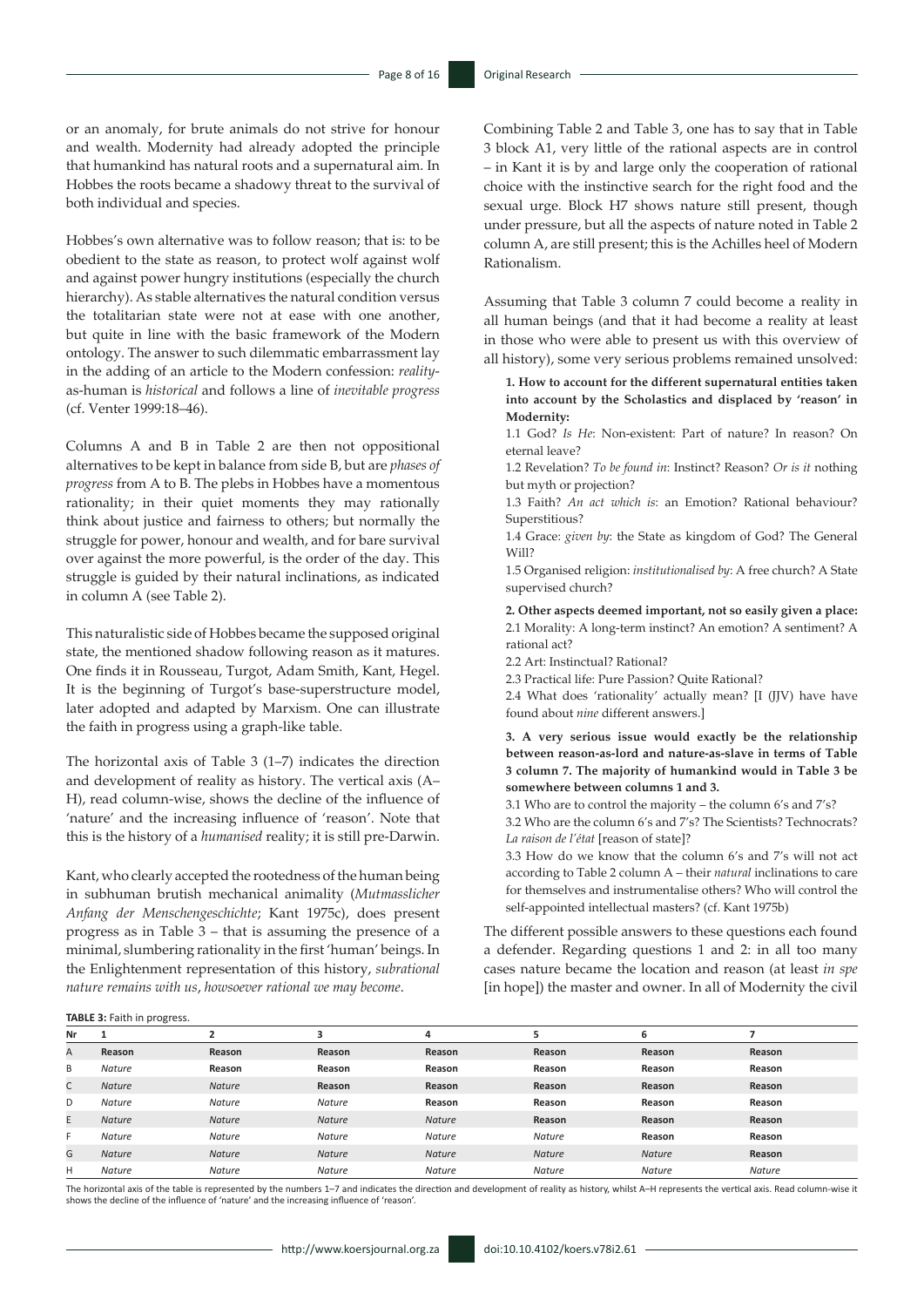or an anomaly, for brute animals do not strive for honour and wealth. Modernity had already adopted the principle that humankind has natural roots and a supernatural aim. In Hobbes the roots became a shadowy threat to the survival of both individual and species.

Hobbes's own alternative was to follow reason; that is: to be obedient to the state as reason, to protect wolf against wolf and against power hungry institutions (especially the church hierarchy). As stable alternatives the natural condition versus the totalitarian state were not at ease with one another, but quite in line with the basic framework of the Modern ontology. The answer to such dilemmatic embarrassment lay in the adding of an article to the Modern confession: *reality*-as-human is *historical* and follows a line of *inevitable progress* (cf. Venter 1999:18–46).

Columns A and B in Table 2 are then not oppositional alternatives to be kept in balance from side B, but are *phases of progress* from A to B. The plebs in Hobbes have a momentous rationality; in their quiet moments they may rationally think about justice and fairness to others; but normally the struggle for power, honour and wealth, and for bare survival over against the more powerful, is the order of the day. This struggle is guided by their natural inclinations, as indicated in column A (see Table 2).

This naturalistic side of Hobbes became the supposed original state, the mentioned shadow following reason as it matures. One finds it in Rousseau, Turgot, Adam Smith, Kant, Hegel. It is the beginning of Turgot's base-superstructure model, later adopted and adapted by Marxism. One can illustrate the faith in progress using a graph-like table.

The horizontal axis of Table 3 (1–7) indicates the direction and development of reality as history. The vertical axis (A–H), read column-wise, shows the decline of the influence of 'nature' and the increasing influence of 'reason'. Note that this is the history of a *humanised* reality; it is still pre-Darwin.

Kant, who clearly accepted the rootedness of the human being in subhuman brutish mechanical animality (*Mutmasslicher Anfang der Menschengeschichte*; Kant 1975c), does present progress as in Table 3 – that is assuming the presence of a minimal, slumbering rationality in the first 'human' beings. In the Enlightenment representation of this history, *subrational nature remains with us*, *howsoever rational we may become*.

Combining Table 2 and Table 3, one has to say that in Table 3 block A1, very little of the rational aspects are in control – in Kant it is by and large only the cooperation of rational choice with the instinctive search for the right food and the sexual urge. Block H7 shows nature still present, though under pressure, but all the aspects of nature noted in Table 2 column A, are still present; this is the Achilles heel of Modern Rationalism.

Assuming that Table 3 column 7 could become a reality in all human beings (and that it had become a reality at least in those who were able to present us with this overview of all history), some very serious problems remained unsolved:

**1. How to account for the different supernatural entities taken into account by the Scholastics and displaced by 'reason' in Modernity:**

1.1 God? *Is He*: Non-existent: Part of nature? In reason? On eternal leave?

1.2 Revelation? *To be found in*: Instinct? Reason? *Or is it* nothing but myth or projection?

1.3 Faith? *An act which is*: an Emotion? Rational behaviour? Superstitious?

1.4 Grace: *given by*: the State as kingdom of God? The General Will?

1.5 Organised religion: *institutionalised by*: A free church? A State supervised church?

**2. Other aspects deemed important, not so easily given a place:**

2.1 Morality: A long-term instinct? An emotion? A sentiment? A rational act?

2.2 Art: Instinctual? Rational?

2.3 Practical life: Pure Passion? Quite Rational?

2.4 What does 'rationality' actually mean? [I (JJV) have have found about *nine* different answers.]

**3. A very serious issue would exactly be the relationship between reason-as-lord and nature-as-slave in terms of Table 3 column 7. The majority of humankind would in Table 3 be somewhere between columns 1 and 3.**

3.1 Who are to control the majority – the column 6's and 7's?

3.2 Who are the column 6's and 7's? The Scientists? Technocrats? *La raison de l'état* [reason of state]?

3.3 How do we know that the column 6's and 7's will not act according to Table 2 column A – their *natural* inclinations to care for themselves and instrumentalise others? Who will control the self-appointed intellectual masters? (cf. Kant 1975b)

The different possible answers to these questions each found a defender. Regarding questions 1 and 2: in all too many cases nature became the location and reason (at least *in spe* [in hope]) the master and owner. In all of Modernity the civil

**TABLE 3:** Faith in progress.

| Nr | 1 | 2 | 3 | 4 | 5 | 6 | 7 |
|---|---|---|---|---|---|---|---|
| A | **Reason** | **Reason** | **Reason** | **Reason** | **Reason** | **Reason** | **Reason** |
| B | *Nature* | **Reason** | **Reason** | **Reason** | **Reason** | **Reason** | **Reason** |
| C | *Nature* | *Nature* | **Reason** | **Reason** | **Reason** | **Reason** | **Reason** |
| D | *Nature* | *Nature* | *Nature* | **Reason** | **Reason** | **Reason** | **Reason** |
| E | *Nature* | *Nature* | *Nature* | *Nature* | **Reason** | **Reason** | **Reason** |
| F | *Nature* | *Nature* | *Nature* | *Nature* | *Nature* | **Reason** | **Reason** |
| G | *Nature* | *Nature* | *Nature* | *Nature* | *Nature* | *Nature* | **Reason** |
| H | *Nature* | *Nature* | *Nature* | *Nature* | *Nature* | *Nature* | *Nature* |

The horizontal axis of the table is represented by the numbers 1–7 and indicates the direction and development of reality as history, whilst A–H represents the vertical axis. Read column-wise it shows the decline of the influence of 'nature' and the increasing influence of 'reason'.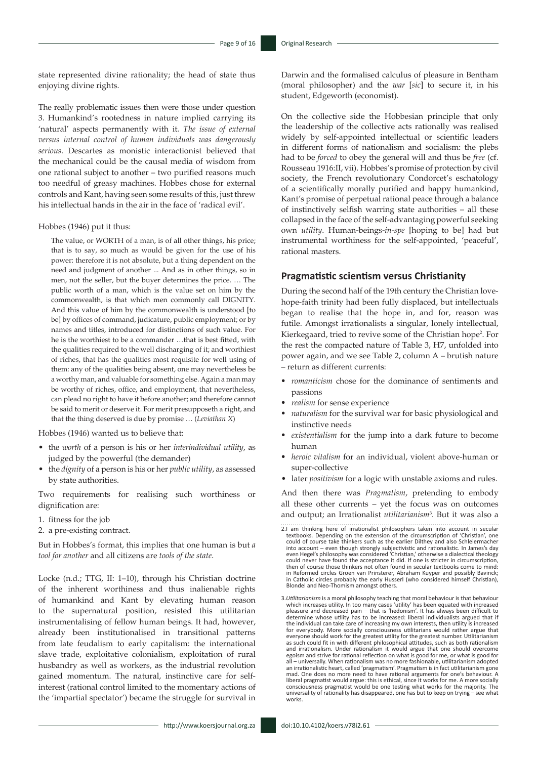state represented divine rationality; the head of state thus enjoying divine rights.

The really problematic issues then were those under question 3. Humankind's rootedness in nature implied carrying its 'natural' aspects permanently with it. *The issue of external versus internal control of human individuals was dangerously serious*. Descartes as monistic interactionist believed that the mechanical could be the causal media of wisdom from one rational subject to another – two purified reasons much too needful of greasy machines. Hobbes chose for external controls and Kant, having seen some results of this, just threw his intellectual hands in the air in the face of 'radical evil'.

Hobbes (1946) put it thus:

> The value, or WORTH of a man, is of all other things, his price; that is to say, so much as would be given for the use of his power: therefore it is not absolute, but a thing dependent on the need and judgment of another ... And as in other things, so in men, not the seller, but the buyer determines the price. … The public worth of a man, which is the value set on him by the commonwealth, is that which men commonly call DIGNITY. And this value of him by the commonwealth is understood [to be] by offices of command, judicature, public employment; or by names and titles, introduced for distinctions of such value. For he is the worthiest to be a commander …that is best fitted, with the qualities required to the well discharging of it; and worthiest of riches, that has the qualities most requisite for well using of them: any of the qualities being absent, one may nevertheless be a worthy man, and valuable for something else. Again a man may be worthy of riches, office, and employment, that nevertheless, can plead no right to have it before another; and therefore cannot be said to merit or deserve it. For merit presupposeth a right, and that the thing deserved is due by promise … (*Leviathan X*)

Hobbes (1946) wanted us to believe that:

- the *worth* of a person is his or her *interindividual utility*, as judged by the powerful (the demander)
- the *dignity* of a person is his or her *public utility*, as assessed by state authorities.

Two requirements for realising such worthiness or dignification are:

1. fitness for the job
2. a pre-existing contract.

But in Hobbes's format, this implies that one human is but *a tool for another* and all citizens are *tools of the state*.

Locke (n.d.; TTG, II: 1–10), through his Christian doctrine of the inherent worthiness and thus inalienable rights of humankind and Kant by elevating human reason to the supernatural position, resisted this utilitarian instrumentalising of fellow human beings. It had, however, already been institutionalised in transitional patterns from late feudalism to early capitalism: the international slave trade, exploitative colonialism, exploitation of rural husbandry as well as workers, as the industrial revolution gained momentum. The natural, instinctive care for self-interest (rational control limited to the momentary actions of the 'impartial spectator') became the struggle for survival in Darwin and the formalised calculus of pleasure in Bentham (moral philosopher) and the *war* [*sic*] to secure it, in his student, Edgeworth (economist).

On the collective side the Hobbesian principle that only the leadership of the collective acts rationally was realised widely by self-appointed intellectual or scientific leaders in different forms of nationalism and socialism: the plebs had to be *forced* to obey the general will and thus be *free* (cf. Rousseau 1916:II, vii). Hobbes's promise of protection by civil society, the French revolutionary Condorcet's eschatology of a scientifically morally purified and happy humankind, Kant's promise of perpetual rational peace through a balance of instinctively selfish warring state authorities – all these collapsed in the face of the self-advantaging powerful seeking own *utility*. Human-beings-*in-spe* [hoping to be] had but instrumental worthiness for the self-appointed, 'peaceful', rational masters.

## Pragmatistic scientism versus Christianity

During the second half of the 19th century the Christian love-hope-faith trinity had been fully displaced, but intellectuals began to realise that the hope in, and for, reason was futile. Amongst irrationalists a singular, lonely intellectual, Kierkegaard, tried to revive some of the Christian hope[2]. For the rest the compacted nature of Table 3, H7, unfolded into power again, and we see Table 2, column A – brutish nature – return as different currents:

- *romanticism* chose for the dominance of sentiments and passions
- *realism* for sense experience
- *naturalism* for the survival war for basic physiological and instinctive needs
- *existentialism* for the jump into a dark future to become human
- *heroic vitalism* for an individual, violent above-human or super-collective
- later *positivism* for a logic with unstable axioms and rules.

And then there was *Pragmatism*, pretending to embody all these other currents – yet the focus was on outcomes and output; an Irrationalist *utilitarianism*[3]. But it was also a

2. I am thinking here of irrationalist philosophers taken into account in secular textbooks. Depending on the extension of the circumscription of 'Christian', one could of course take thinkers such as the earlier Dilthey and also Schleiermacher into account – even though strongly subjectivistic and rationalistic. In James's day even Hegel's philosophy was considered 'Christian,' otherwise a dialectical theology could never have found the acceptance it did. If one is stricter in circumscription, then of course those thinkers not often found in secular textbooks come to mind: in Reformed circles Groen van Prinsterer, Abraham Kuyper and possibly Bavinck; in Catholic circles probably the early Husserl (who considered himself Christian), Blondel and Neo-Thomism amongst others.

3. *Utilitarianism* is a moral philosophy teaching that moral behaviour is that behaviour which increases utility. In too many cases 'utility' has been equated with increased pleasure and decreased pain – that is 'hedonism'. It has always been difficult to determine whose utility has to be increased: liberal individualists argued that if the individual can take care of increasing my own interests, then utility is increased for everybody. More socially consciousness utilitarians would rather argue that everyone should work for the greatest utility for the greatest number. Utilitarianism as such could fit in with different philosophical attitudes, such as both rationalism and irrationalism. Under rationalism it would argue that one should overcome egoism and strive for rational reflection on what is good for me, or what is good for all – universally. When rationalism was no more fashionable, utilitarianism adopted an irrationalistic heart, called 'pragmatism'. Pragmatism is in fact utilitarianism gone mad. One does no more need to have rational arguments for one's behaviour. A liberal pragmatist would argue: this is ethical, since it works for me. A more socially consciousness pragmatist would be one testing what works for the majority. The universality of rationality has disappeared, one has but to keep on trying – see what works.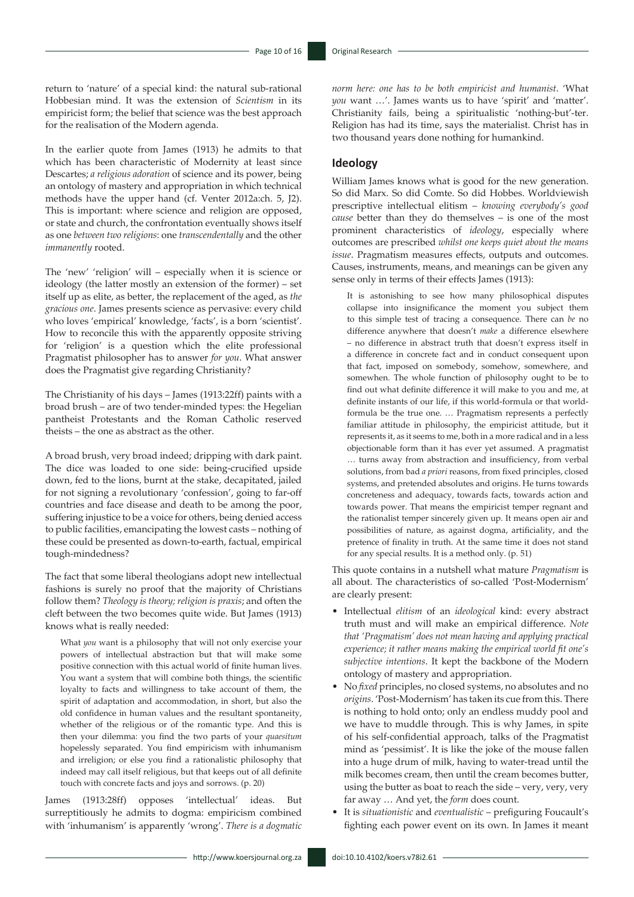return to 'nature' of a special kind: the natural sub-rational Hobbesian mind. It was the extension of *Scientism* in its empiricist form; the belief that science was the best approach for the realisation of the Modern agenda.

In the earlier quote from James (1913) he admits to that which has been characteristic of Modernity at least since Descartes; *a religious adoration* of science and its power, being an ontology of mastery and appropriation in which technical methods have the upper hand (cf. Venter 2012a:ch. 5, J2). This is important: where science and religion are opposed, or state and church, the confrontation eventually shows itself as one *between two religions*: one *transcendentally* and the other *immanently* rooted.

The 'new' 'religion' will – especially when it is science or ideology (the latter mostly an extension of the former) – set itself up as elite, as better, the replacement of the aged, as *the gracious one*. James presents science as pervasive: every child who loves 'empirical' knowledge, 'facts', is a born 'scientist'. How to reconcile this with the apparently opposite striving for 'religion' is a question which the elite professional Pragmatist philosopher has to answer *for you*. What answer does the Pragmatist give regarding Christianity?

The Christianity of his days – James (1913:22ff) paints with a broad brush – are of two tender-minded types: the Hegelian pantheist Protestants and the Roman Catholic reserved theists – the one as abstract as the other.

A broad brush, very broad indeed; dripping with dark paint. The dice was loaded to one side: being-crucified upside down, fed to the lions, burnt at the stake, decapitated, jailed for not signing a revolutionary 'confession', going to far-off countries and face disease and death to be among the poor, suffering injustice to be a voice for others, being denied access to public facilities, emancipating the lowest casts – nothing of these could be presented as down-to-earth, factual, empirical tough-mindedness?

The fact that some liberal theologians adopt new intellectual fashions is surely no proof that the majority of Christians follow them? *Theology is theory; religion is praxis*; and often the cleft between the two becomes quite wide. But James (1913) knows what is really needed:

> What *you* want is a philosophy that will not only exercise your powers of intellectual abstraction but that will make some positive connection with this actual world of finite human lives. You want a system that will combine both things, the scientific loyalty to facts and willingness to take account of them, the spirit of adaptation and accommodation, in short, but also the old confidence in human values and the resultant spontaneity, whether of the religious or of the romantic type. And this is then your dilemma: you find the two parts of your *quaesitum* hopelessly separated. You find empiricism with inhumanism and irreligion; or else you find a rationalistic philosophy that indeed may call itself religious, but that keeps out of all definite touch with concrete facts and joys and sorrows. (p. 20)

James (1913:28ff) opposes 'intellectual' ideas. But surreptitiously he admits to dogma: empiricism combined with 'inhumanism' is apparently 'wrong'. *There is a dogmatic norm here: one has to be both empiricist and humanist*. 'What *you* want …'. James wants us to have 'spirit' and 'matter'. Christianity fails, being a spiritualistic 'nothing-but'-ter. Religion has had its time, says the materialist. Christ has in two thousand years done nothing for humankind.

## Ideology

William James knows what is good for the new generation. So did Marx. So did Comte. So did Hobbes. Worldviewish prescriptive intellectual elitism – *knowing everybody's good cause* better than they do themselves – is one of the most prominent characteristics of *ideology*, especially where outcomes are prescribed *whilst one keeps quiet about the means issue*. Pragmatism measures effects, outputs and outcomes. Causes, instruments, means, and meanings can be given any sense only in terms of their effects James (1913):

> It is astonishing to see how many philosophical disputes collapse into insignificance the moment you subject them to this simple test of tracing a consequence. There can *be* no difference anywhere that doesn't *make* a difference elsewhere – no difference in abstract truth that doesn't express itself in a difference in concrete fact and in conduct consequent upon that fact, imposed on somebody, somehow, somewhere, and somewhen. The whole function of philosophy ought to be to find out what definite difference it will make to you and me, at definite instants of our life, if this world-formula or that world-formula be the true one. … Pragmatism represents a perfectly familiar attitude in philosophy, the empiricist attitude, but it represents it, as it seems to me, both in a more radical and in a less objectionable form than it has ever yet assumed. A pragmatist … turns away from abstraction and insufficiency, from verbal solutions, from bad *a priori* reasons, from fixed principles, closed systems, and pretended absolutes and origins. He turns towards concreteness and adequacy, towards facts, towards action and towards power. That means the empiricist temper regnant and the rationalist temper sincerely given up. It means open air and possibilities of nature, as against dogma, artificiality, and the pretence of finality in truth. At the same time it does not stand for any special results. It is a method only. (p. 51)

This quote contains in a nutshell what mature *Pragmatism* is all about. The characteristics of so-called 'Post-Modernism' are clearly present:

- Intellectual *elitism* of an *ideological* kind: every abstract truth must and will make an empirical difference. *Note that 'Pragmatism' does not mean having and applying practical experience; it rather means making the empirical world fit one's subjective intentions*. It kept the backbone of the Modern ontology of mastery and appropriation.
- No *fixed* principles, no closed systems, no absolutes and no *origins*. 'Post-Modernism' has taken its cue from this. There is nothing to hold onto; only an endless muddy pool and we have to muddle through. This is why James, in spite of his self-confidential approach, talks of the Pragmatist mind as 'pessimist'. It is like the joke of the mouse fallen into a huge drum of milk, having to water-tread until the milk becomes cream, then until the cream becomes butter, using the butter as boat to reach the side – very, very, very far away … And yet, the *form* does count.
- It is *situationistic* and *eventualistic* – prefiguring Foucault's fighting each power event on its own. In James it meant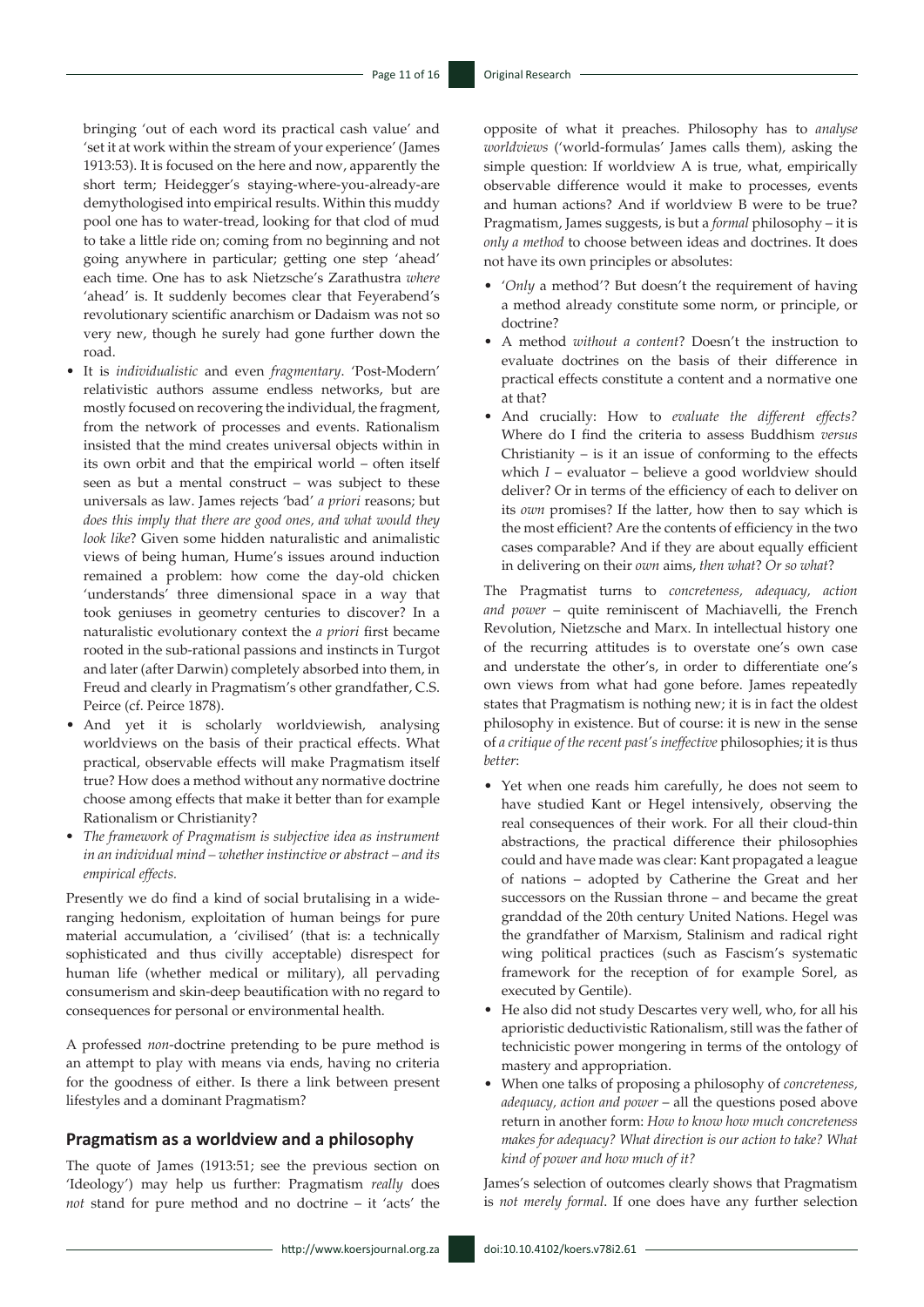bringing 'out of each word its practical cash value' and 'set it at work within the stream of your experience' (James 1913:53). It is focused on the here and now, apparently the short term; Heidegger's staying-where-you-already-are demythologised into empirical results. Within this muddy pool one has to water-tread, looking for that clod of mud to take a little ride on; coming from no beginning and not going anywhere in particular; getting one step 'ahead' each time. One has to ask Nietzsche's Zarathustra *where* 'ahead' is. It suddenly becomes clear that Feyerabend's revolutionary scientific anarchism or Dadaism was not so very new, though he surely had gone further down the road.

- It is *individualistic* and even *fragmentary*. 'Post-Modern' relativistic authors assume endless networks, but are mostly focused on recovering the individual, the fragment, from the network of processes and events. Rationalism insisted that the mind creates universal objects within in its own orbit and that the empirical world – often itself seen as but a mental construct – was subject to these universals as law. James rejects 'bad' *a priori* reasons; but *does this imply that there are good ones, and what would they look like*? Given some hidden naturalistic and animalistic views of being human, Hume's issues around induction remained a problem: how come the day-old chicken 'understands' three dimensional space in a way that took geniuses in geometry centuries to discover? In a naturalistic evolutionary context the *a priori* first became rooted in the sub-rational passions and instincts in Turgot and later (after Darwin) completely absorbed into them, in Freud and clearly in Pragmatism's other grandfather, C.S. Peirce (cf. Peirce 1878).
- And yet it is scholarly worldviewish, analysing worldviews on the basis of their practical effects. What practical, observable effects will make Pragmatism itself true? How does a method without any normative doctrine choose among effects that make it better than for example Rationalism or Christianity?
- *The framework of Pragmatism is subjective idea as instrument in an individual mind – whether instinctive or abstract – and its empirical effects.*

Presently we do find a kind of social brutalising in a wide-ranging hedonism, exploitation of human beings for pure material accumulation, a 'civilised' (that is: a technically sophisticated and thus civilly acceptable) disrespect for human life (whether medical or military), all pervading consumerism and skin-deep beautification with no regard to consequences for personal or environmental health.

A professed *non*-doctrine pretending to be pure method is an attempt to play with means via ends, having no criteria for the goodness of either. Is there a link between present lifestyles and a dominant Pragmatism?

## Pragmatism as a worldview and a philosophy

The quote of James (1913:51; see the previous section on 'Ideology') may help us further: Pragmatism *really* does *not* stand for pure method and no doctrine – it 'acts' the opposite of what it preaches. Philosophy has to *analyse worldviews* ('world-formulas' James calls them), asking the simple question: If worldview A is true, what, empirically observable difference would it make to processes, events and human actions? And if worldview B were to be true? Pragmatism, James suggests, is but a *formal* philosophy – it is *only a method* to choose between ideas and doctrines. It does not have its own principles or absolutes:

- '*Only* a method'? But doesn't the requirement of having a method already constitute some norm, or principle, or doctrine?
- A method *without a content*? Doesn't the instruction to evaluate doctrines on the basis of their difference in practical effects constitute a content and a normative one at that?
- And crucially: How to *evaluate the different effects?* Where do I find the criteria to assess Buddhism *versus* Christianity – is it an issue of conforming to the effects which *I* – evaluator – believe a good worldview should deliver? Or in terms of the efficiency of each to deliver on its *own* promises? If the latter, how then to say which is the most efficient? Are the contents of efficiency in the two cases comparable? And if they are about equally efficient in delivering on their *own* aims, *then what*? *Or so what*?

The Pragmatist turns to *concreteness, adequacy, action and power* – quite reminiscent of Machiavelli, the French Revolution, Nietzsche and Marx. In intellectual history one of the recurring attitudes is to overstate one's own case and understate the other's, in order to differentiate one's own views from what had gone before. James repeatedly states that Pragmatism is nothing new; it is in fact the oldest philosophy in existence. But of course: it is new in the sense of *a critique of the recent past's ineffective* philosophies; it is thus *better*:

- Yet when one reads him carefully, he does not seem to have studied Kant or Hegel intensively, observing the real consequences of their work. For all their cloud-thin abstractions, the practical difference their philosophies could and have made was clear: Kant propagated a league of nations – adopted by Catherine the Great and her successors on the Russian throne – and became the great granddad of the 20th century United Nations. Hegel was the grandfather of Marxism, Stalinism and radical right wing political practices (such as Fascism's systematic framework for the reception of for example Sorel, as executed by Gentile).
- He also did not study Descartes very well, who, for all his aprioristic deductivistic Rationalism, still was the father of technicistic power mongering in terms of the ontology of mastery and appropriation.
- When one talks of proposing a philosophy of *concreteness, adequacy, action and power* – all the questions posed above return in another form: *How to know how much concreteness makes for adequacy? What direction is our action to take? What kind of power and how much of it?*

James's selection of outcomes clearly shows that Pragmatism is *not merely formal*. If one does have any further selection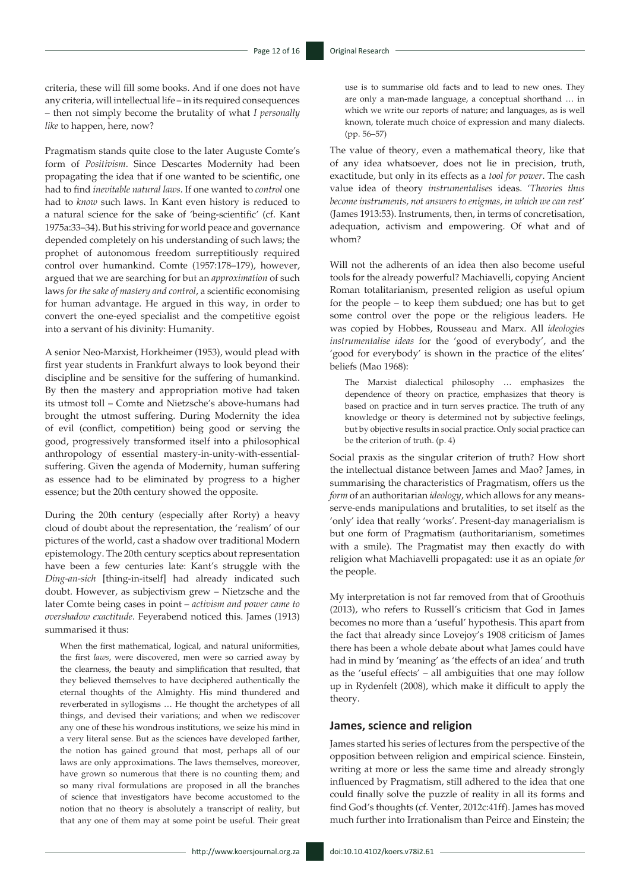criteria, these will fill some books. And if one does not have any criteria, will intellectual life – in its required consequences – then not simply become the brutality of what *I personally like* to happen, here, now?

Pragmatism stands quite close to the later Auguste Comte's form of *Positivism*. Since Descartes Modernity had been propagating the idea that if one wanted to be scientific, one had to find *inevitable natural laws*. If one wanted to *control* one had to *know* such laws. In Kant even history is reduced to a natural science for the sake of 'being-scientific' (cf. Kant 1975a:33–34). But his striving for world peace and governance depended completely on his understanding of such laws; the prophet of autonomous freedom surreptitiously required control over humankind. Comte (1957:178–179), however, argued that we are searching for but an *approximation* of such laws *for the sake of mastery and control*, a scientific economising for human advantage. He argued in this way, in order to convert the one-eyed specialist and the competitive egoist into a servant of his divinity: Humanity.

A senior Neo-Marxist, Horkheimer (1953), would plead with first year students in Frankfurt always to look beyond their discipline and be sensitive for the suffering of humankind. By then the mastery and appropriation motive had taken its utmost toll – Comte and Nietzsche's above-humans had brought the utmost suffering. During Modernity the idea of evil (conflict, competition) being good or serving the good, progressively transformed itself into a philosophical anthropology of essential mastery-in-unity-with-essential-suffering. Given the agenda of Modernity, human suffering as essence had to be eliminated by progress to a higher essence; but the 20th century showed the opposite.

During the 20th century (especially after Rorty) a heavy cloud of doubt about the representation, the 'realism' of our pictures of the world, cast a shadow over traditional Modern epistemology. The 20th century sceptics about representation have been a few centuries late: Kant's struggle with the *Ding-an-sich* [thing-in-itself] had already indicated such doubt. However, as subjectivism grew – Nietzsche and the later Comte being cases in point – *activism and power came to overshadow exactitude*. Feyerabend noticed this. James (1913) summarised it thus:

> When the first mathematical, logical, and natural uniformities, the first *laws*, were discovered, men were so carried away by the clearness, the beauty and simplification that resulted, that they believed themselves to have deciphered authentically the eternal thoughts of the Almighty. His mind thundered and reverberated in syllogisms … He thought the archetypes of all things, and devised their variations; and when we rediscover any one of these his wondrous institutions, we seize his mind in a very literal sense. But as the sciences have developed farther, the notion has gained ground that most, perhaps all of our laws are only approximations. The laws themselves, moreover, have grown so numerous that there is no counting them; and so many rival formulations are proposed in all the branches of science that investigators have become accustomed to the notion that no theory is absolutely a transcript of reality, but that any one of them may at some point be useful. Their great use is to summarise old facts and to lead to new ones. They are only a man-made language, a conceptual shorthand … in which we write our reports of nature; and languages, as is well known, tolerate much choice of expression and many dialects. (pp. 56–57)

The value of theory, even a mathematical theory, like that of any idea whatsoever, does not lie in precision, truth, exactitude, but only in its effects as a *tool for power*. The cash value idea of theory *instrumentalises* ideas. '*Theories thus become instruments, not answers to enigmas, in which we can rest*' (James 1913:53). Instruments, then, in terms of concretisation, adequation, activism and empowering. Of what and of whom?

Will not the adherents of an idea then also become useful tools for the already powerful? Machiavelli, copying Ancient Roman totalitarianism, presented religion as useful opium for the people – to keep them subdued; one has but to get some control over the pope or the religious leaders. He was copied by Hobbes, Rousseau and Marx. All *ideologies instrumentalise ideas* for the 'good of everybody', and the 'good for everybody' is shown in the practice of the elites' beliefs (Mao 1968):

> The Marxist dialectical philosophy … emphasizes the dependence of theory on practice, emphasizes that theory is based on practice and in turn serves practice. The truth of any knowledge or theory is determined not by subjective feelings, but by objective results in social practice. Only social practice can be the criterion of truth. (p. 4)

Social praxis as the singular criterion of truth? How short the intellectual distance between James and Mao? James, in summarising the characteristics of Pragmatism, offers us the *form* of an authoritarian *ideology*, which allows for any means-serve-ends manipulations and brutalities, to set itself as the 'only' idea that really 'works'. Present-day managerialism is but one form of Pragmatism (authoritarianism, sometimes with a smile). The Pragmatist may then exactly do with religion what Machiavelli propagated: use it as an opiate *for* the people.

My interpretation is not far removed from that of Groothuis (2013), who refers to Russell's criticism that God in James becomes no more than a 'useful' hypothesis. This apart from the fact that already since Lovejoy's 1908 criticism of James there has been a whole debate about what James could have had in mind by 'meaning' as 'the effects of an idea' and truth as the 'useful effects' – all ambiguities that one may follow up in Rydenfelt (2008), which make it difficult to apply the theory.

## James, science and religion

James started his series of lectures from the perspective of the opposition between religion and empirical science. Einstein, writing at more or less the same time and already strongly influenced by Pragmatism, still adhered to the idea that one could finally solve the puzzle of reality in all its forms and find God's thoughts (cf. Venter, 2012c:41ff). James has moved much further into Irrationalism than Peirce and Einstein; the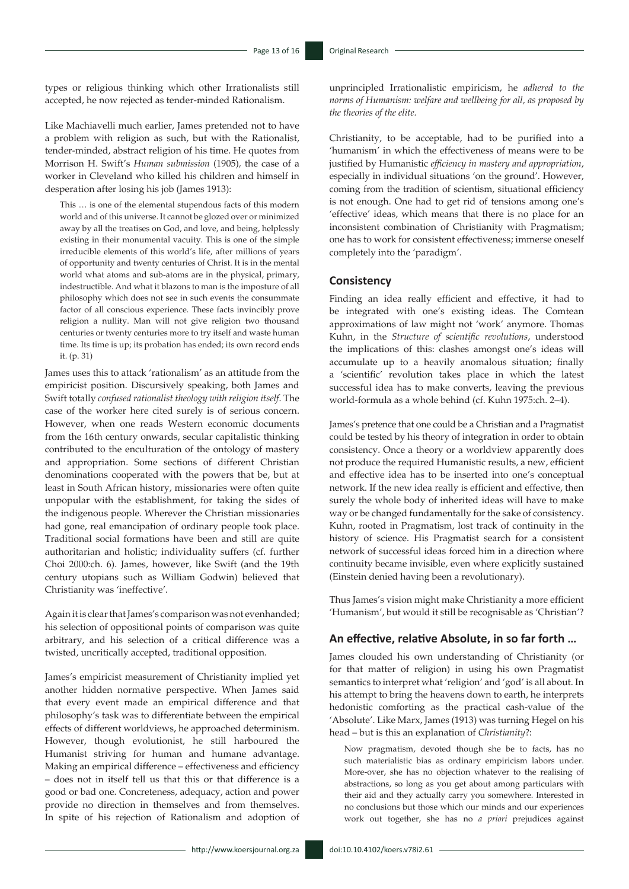types or religious thinking which other Irrationalists still accepted, he now rejected as tender-minded Rationalism.

Like Machiavelli much earlier, James pretended not to have a problem with religion as such, but with the Rationalist, tender-minded, abstract religion of his time. He quotes from Morrison H. Swift's *Human submission* (1905), the case of a worker in Cleveland who killed his children and himself in desperation after losing his job (James 1913):

> This … is one of the elemental stupendous facts of this modern world and of this universe. It cannot be glozed over or minimized away by all the treatises on God, and love, and being, helplessly existing in their monumental vacuity. This is one of the simple irreducible elements of this world's life, after millions of years of opportunity and twenty centuries of Christ. It is in the mental world what atoms and sub-atoms are in the physical, primary, indestructible. And what it blazons to man is the imposture of all philosophy which does not see in such events the consummate factor of all conscious experience. These facts invincibly prove religion a nullity. Man will not give religion two thousand centuries or twenty centuries more to try itself and waste human time. Its time is up; its probation has ended; its own record ends it. (p. 31)

James uses this to attack 'rationalism' as an attitude from the empiricist position. Discursively speaking, both James and Swift totally *confused rationalist theology with religion itself*. The case of the worker here cited surely is of serious concern. However, when one reads Western economic documents from the 16th century onwards, secular capitalistic thinking contributed to the enculturation of the ontology of mastery and appropriation. Some sections of different Christian denominations cooperated with the powers that be, but at least in South African history, missionaries were often quite unpopular with the establishment, for taking the sides of the indigenous people. Wherever the Christian missionaries had gone, real emancipation of ordinary people took place. Traditional social formations have been and still are quite authoritarian and holistic; individuality suffers (cf. further Choi 2000:ch. 6). James, however, like Swift (and the 19th century utopians such as William Godwin) believed that Christianity was 'ineffective'.

Again it is clear that James's comparison was not evenhanded; his selection of oppositional points of comparison was quite arbitrary, and his selection of a critical difference was a twisted, uncritically accepted, traditional opposition.

James's empiricist measurement of Christianity implied yet another hidden normative perspective. When James said that every event made an empirical difference and that philosophy's task was to differentiate between the empirical effects of different worldviews, he approached determinism. However, though evolutionist, he still harboured the Humanist striving for human and humane advantage. Making an empirical difference – effectiveness and efficiency – does not in itself tell us that this or that difference is a good or bad one. Concreteness, adequacy, action and power provide no direction in themselves and from themselves. In spite of his rejection of Rationalism and adoption of unprincipled Irrationalistic empiricism, he *adhered to the norms of Humanism: welfare and wellbeing for all, as proposed by the theories of the elite.*

Christianity, to be acceptable, had to be purified into a 'humanism' in which the effectiveness of means were to be justified by Humanistic *efficiency in mastery and appropriation*, especially in individual situations 'on the ground'. However, coming from the tradition of scientism, situational efficiency is not enough. One had to get rid of tensions among one's 'effective' ideas, which means that there is no place for an inconsistent combination of Christianity with Pragmatism; one has to work for consistent effectiveness; immerse oneself completely into the 'paradigm'.

## Consistency

Finding an idea really efficient and effective, it had to be integrated with one's existing ideas. The Comtean approximations of law might not 'work' anymore. Thomas Kuhn, in the *Structure of scientific revolutions*, understood the implications of this: clashes amongst one's ideas will accumulate up to a heavily anomalous situation; finally a 'scientific' revolution takes place in which the latest successful idea has to make converts, leaving the previous world-formula as a whole behind (cf. Kuhn 1975:ch. 2–4).

James's pretence that one could be a Christian and a Pragmatist could be tested by his theory of integration in order to obtain consistency. Once a theory or a worldview apparently does not produce the required Humanistic results, a new, efficient and effective idea has to be inserted into one's conceptual network. If the new idea really is efficient and effective, then surely the whole body of inherited ideas will have to make way or be changed fundamentally for the sake of consistency. Kuhn, rooted in Pragmatism, lost track of continuity in the history of science. His Pragmatist search for a consistent network of successful ideas forced him in a direction where continuity became invisible, even where explicitly sustained (Einstein denied having been a revolutionary).

Thus James's vision might make Christianity a more efficient 'Humanism', but would it still be recognisable as 'Christian'?

## An effective, relative Absolute, in so far forth …

James clouded his own understanding of Christianity (or for that matter of religion) in using his own Pragmatist semantics to interpret what 'religion' and 'god' is all about. In his attempt to bring the heavens down to earth, he interprets hedonistic comforting as the practical cash-value of the 'Absolute'. Like Marx, James (1913) was turning Hegel on his head – but is this an explanation of *Christianity*?:

> Now pragmatism, devoted though she be to facts, has no such materialistic bias as ordinary empiricism labors under. More-over, she has no objection whatever to the realising of abstractions, so long as you get about among particulars with their aid and they actually carry you somewhere. Interested in no conclusions but those which our minds and our experiences work out together, she has no *a priori* prejudices against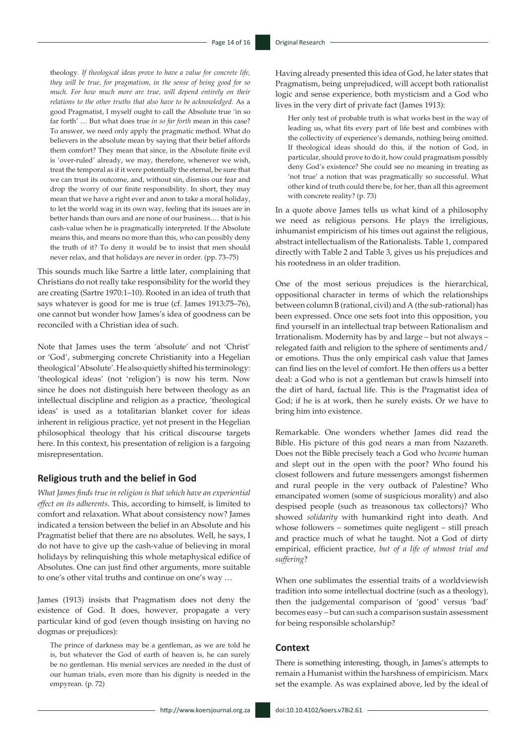theology. *If theological ideas prove to have a value for concrete life, they will be true, for pragmatism, in the sense of being good for so much. For how much more are true, will depend entirely on their relations to the other truths that also have to be acknowledged.* As a good Pragmatist, I myself ought to call the Absolute true 'in so far forth' … But what does true *in so far forth* mean in this case? To answer, we need only apply the pragmatic method. What do believers in the absolute mean by saying that their belief affords them comfort? They mean that since, in the Absolute finite evil is 'over-ruled' already, we may, therefore, whenever we wish, treat the temporal as if it were potentially the eternal, be sure that we can trust its outcome, and, without sin, dismiss our fear and drop the worry of our finite responsibility. In short, they may mean that we have a right ever and anon to take a moral holiday, to let the world wag in its own way, feeling that its issues are in better hands than ours and are none of our business.… that is his cash-value when he is pragmatically interpreted. If the Absolute means this, and means no more than this, who can possibly deny the truth of it? To deny it would be to insist that men should never relax, and that holidays are never in order. (pp. 73–75)

This sounds much like Sartre a little later, complaining that Christians do not really take responsibility for the world they are creating (Sartre 1970:1–10). Rooted in an idea of truth that says whatever is good for me is true (cf. James 1913:75–76), one cannot but wonder how James's idea of goodness can be reconciled with a Christian idea of such.

Note that James uses the term 'absolute' and not 'Christ' or 'God', submerging concrete Christianity into a Hegelian theological 'Absolute'. He also quietly shifted his terminology: 'theological ideas' (not 'religion') is now his term. Now since he does not distinguish here between theology as an intellectual discipline and religion as a practice, 'theological ideas' is used as a totalitarian blanket cover for ideas inherent in religious practice, yet not present in the Hegelian philosophical theology that his critical discourse targets here. In this context, his presentation of religion is a fargoing misrepresentation.

## Religious truth and the belief in God

*What James finds true in religion is that which have an experiential effect on its adherents.* This, according to himself, is limited to comfort and relaxation. What about consistency now? James indicated a tension between the belief in an Absolute and his Pragmatist belief that there are no absolutes. Well, he says, I do not have to give up the cash-value of believing in moral holidays by relinquishing this whole metaphysical edifice of Absolutes. One can just find other arguments, more suitable to one's other vital truths and continue on one's way …

James (1913) insists that Pragmatism does not deny the existence of God. It does, however, propagate a very particular kind of god (even though insisting on having no dogmas or prejudices):

> The prince of darkness may be a gentleman, as we are told he is, but whatever the God of earth of heaven is, he can surely be no gentleman. His menial services are needed in the dust of our human trials, even more than his dignity is needed in the empyrean. (p. 72)

Having already presented this idea of God, he later states that Pragmatism, being unprejudiced, will accept both rationalist logic and sense experience, both mysticism and a God who lives in the very dirt of private fact (James 1913):

> Her only test of probable truth is what works best in the way of leading us, what fits every part of life best and combines with the collectivity of experience's demands, nothing being omitted. If theological ideas should do this, if the notion of God, in particular, should prove to do it, how could pragmatism possibly deny God's existence? She could see no meaning in treating as 'not true' a notion that was pragmatically so successful. What other kind of truth could there be, for her, than all this agreement with concrete reality? (p. 73)

In a quote above James tells us what kind of a philosophy we need as religious persons. He plays the irreligious, inhumanist empiricism of his times out against the religious, abstract intellectualism of the Rationalists. Table 1, compared directly with Table 2 and Table 3, gives us his prejudices and his rootedness in an older tradition.

One of the most serious prejudices is the hierarchical, oppositional character in terms of which the relationships between column B (rational, civil) and A (the sub-rational) has been expressed. Once one sets foot into this opposition, you find yourself in an intellectual trap between Rationalism and Irrationalism. Modernity has by and large – but not always – relegated faith and religion to the sphere of sentiments and/or emotions. Thus the only empirical cash value that James can find lies on the level of comfort. He then offers us a better deal: a God who is not a gentleman but crawls himself into the dirt of hard, factual life. This is the Pragmatist idea of God; if he is at work, then he surely exists. Or we have to bring him into existence.

Remarkable. One wonders whether James did read the Bible. His picture of this god nears a man from Nazareth. Does not the Bible precisely teach a God who *became* human and slept out in the open with the poor? Who found his closest followers and future messengers amongst fishermen and rural people in the very outback of Palestine? Who emancipated women (some of suspicious morality) and also despised people (such as treasonous tax collectors)? Who showed *solidarity* with humankind right into death. And whose followers – sometimes quite negligent – still preach and practice much of what he taught. Not a God of dirty empirical, efficient practice, *but of a life of utmost trial and suffering*?

When one sublimates the essential traits of a worldviewish tradition into some intellectual doctrine (such as a theology), then the judgemental comparison of 'good' versus 'bad' becomes easy – but can such a comparison sustain assessment for being responsible scholarship?

## Context

There is something interesting, though, in James's attempts to remain a Humanist within the harshness of empiricism. Marx set the example. As was explained above, led by the ideal of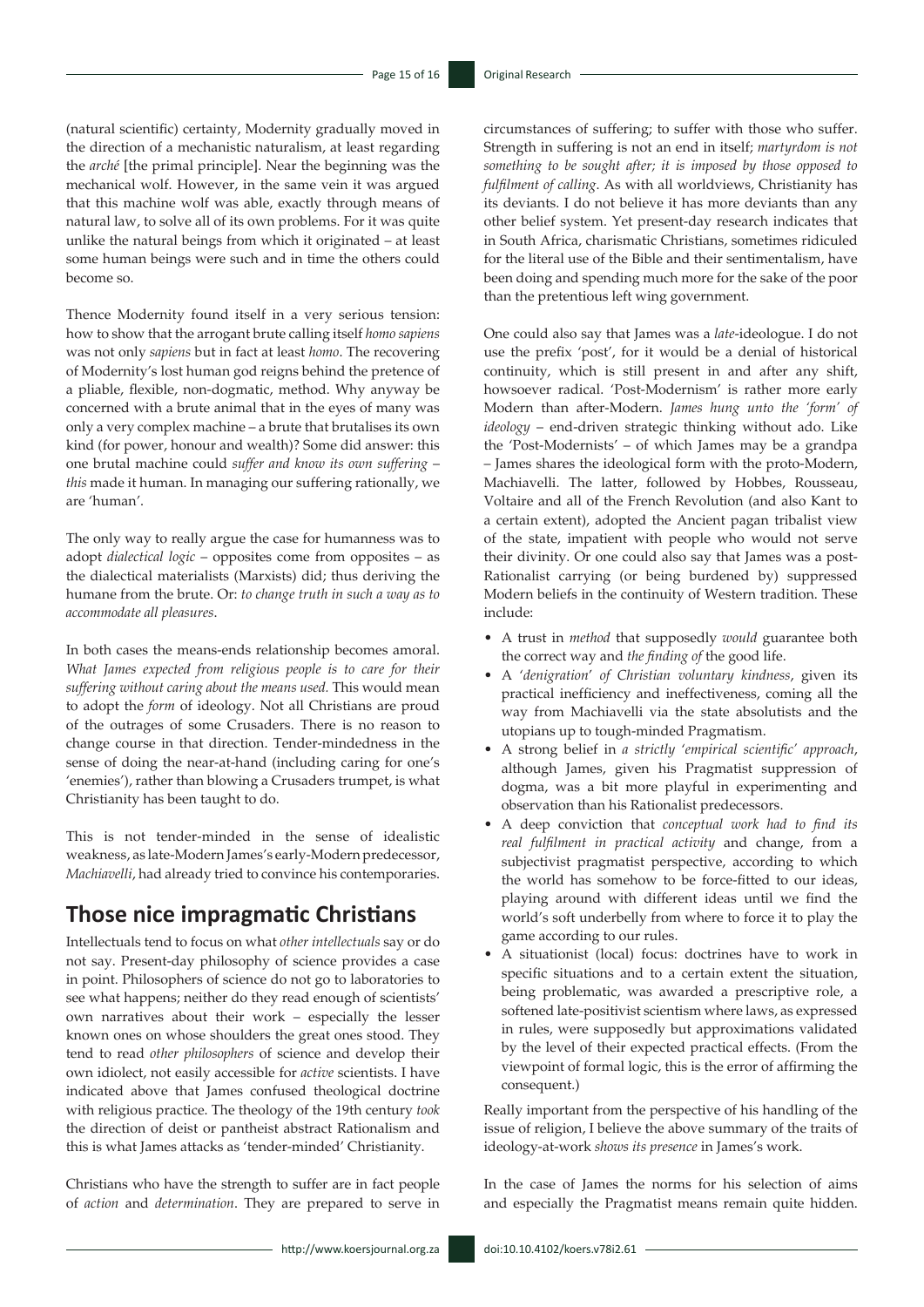(natural scientific) certainty, Modernity gradually moved in the direction of a mechanistic naturalism, at least regarding the *arché* [the primal principle]. Near the beginning was the mechanical wolf. However, in the same vein it was argued that this machine wolf was able, exactly through means of natural law, to solve all of its own problems. For it was quite unlike the natural beings from which it originated – at least some human beings were such and in time the others could become so.

Thence Modernity found itself in a very serious tension: how to show that the arrogant brute calling itself *homo sapiens* was not only *sapiens* but in fact at least *homo*. The recovering of Modernity's lost human god reigns behind the pretence of a pliable, flexible, non-dogmatic, method. Why anyway be concerned with a brute animal that in the eyes of many was only a very complex machine – a brute that brutalises its own kind (for power, honour and wealth)? Some did answer: this one brutal machine could *suffer and know its own suffering – this* made it human. In managing our suffering rationally, we are 'human'.

The only way to really argue the case for humanness was to adopt *dialectical logic* – opposites come from opposites – as the dialectical materialists (Marxists) did; thus deriving the humane from the brute. Or: *to change truth in such a way as to accommodate all pleasures*.

In both cases the means-ends relationship becomes amoral. *What James expected from religious people is to care for their suffering without caring about the means used.* This would mean to adopt the *form* of ideology. Not all Christians are proud of the outrages of some Crusaders. There is no reason to change course in that direction. Tender-mindedness in the sense of doing the near-at-hand (including caring for one's 'enemies'), rather than blowing a Crusaders trumpet, is what Christianity has been taught to do.

This is not tender-minded in the sense of idealistic weakness, as late-Modern James's early-Modern predecessor, *Machiavelli*, had already tried to convince his contemporaries.

## Those nice impragmatic Christians

Intellectuals tend to focus on what *other intellectuals* say or do not say. Present-day philosophy of science provides a case in point. Philosophers of science do not go to laboratories to see what happens; neither do they read enough of scientists' own narratives about their work – especially the lesser known ones on whose shoulders the great ones stood. They tend to read *other philosophers* of science and develop their own idiolect, not easily accessible for *active* scientists. I have indicated above that James confused theological doctrine with religious practice. The theology of the 19th century *took* the direction of deist or pantheist abstract Rationalism and this is what James attacks as 'tender-minded' Christianity.

Christians who have the strength to suffer are in fact people of *action* and *determination*. They are prepared to serve in circumstances of suffering; to suffer with those who suffer. Strength in suffering is not an end in itself; *martyrdom is not something to be sought after; it is imposed by those opposed to fulfilment of calling*. As with all worldviews, Christianity has its deviants. I do not believe it has more deviants than any other belief system. Yet present-day research indicates that in South Africa, charismatic Christians, sometimes ridiculed for the literal use of the Bible and their sentimentalism, have been doing and spending much more for the sake of the poor than the pretentious left wing government.

One could also say that James was a *late*-ideologue. I do not use the prefix 'post', for it would be a denial of historical continuity, which is still present in and after any shift, howsoever radical. 'Post-Modernism' is rather more early Modern than after-Modern. *James hung unto the 'form' of ideology* – end-driven strategic thinking without ado. Like the 'Post-Modernists' – of which James may be a grandpa – James shares the ideological form with the proto-Modern, Machiavelli. The latter, followed by Hobbes, Rousseau, Voltaire and all of the French Revolution (and also Kant to a certain extent), adopted the Ancient pagan tribalist view of the state, impatient with people who would not serve their divinity. Or one could also say that James was a post-Rationalist carrying (or being burdened by) suppressed Modern beliefs in the continuity of Western tradition. These include:

- A trust in *method* that supposedly *would* guarantee both the correct way and *the finding of* the good life.
- A '*denigration*' *of Christian voluntary kindness*, given its practical inefficiency and ineffectiveness, coming all the way from Machiavelli via the state absolutists and the utopians up to tough-minded Pragmatism.
- A strong belief in *a strictly 'empirical scientific' approach*, although James, given his Pragmatist suppression of dogma, was a bit more playful in experimenting and observation than his Rationalist predecessors.
- A deep conviction that *conceptual work had to find its real fulfilment in practical activity* and change, from a subjectivist pragmatist perspective, according to which the world has somehow to be force-fitted to our ideas, playing around with different ideas until we find the world's soft underbelly from where to force it to play the game according to our rules.
- A situationist (local) focus: doctrines have to work in specific situations and to a certain extent the situation, being problematic, was awarded a prescriptive role, a softened late-positivist scientism where laws, as expressed in rules, were supposedly but approximations validated by the level of their expected practical effects. (From the viewpoint of formal logic, this is the error of affirming the consequent.)

Really important from the perspective of his handling of the issue of religion, I believe the above summary of the traits of ideology-at-work *shows its presence* in James's work.

In the case of James the norms for his selection of aims and especially the Pragmatist means remain quite hidden.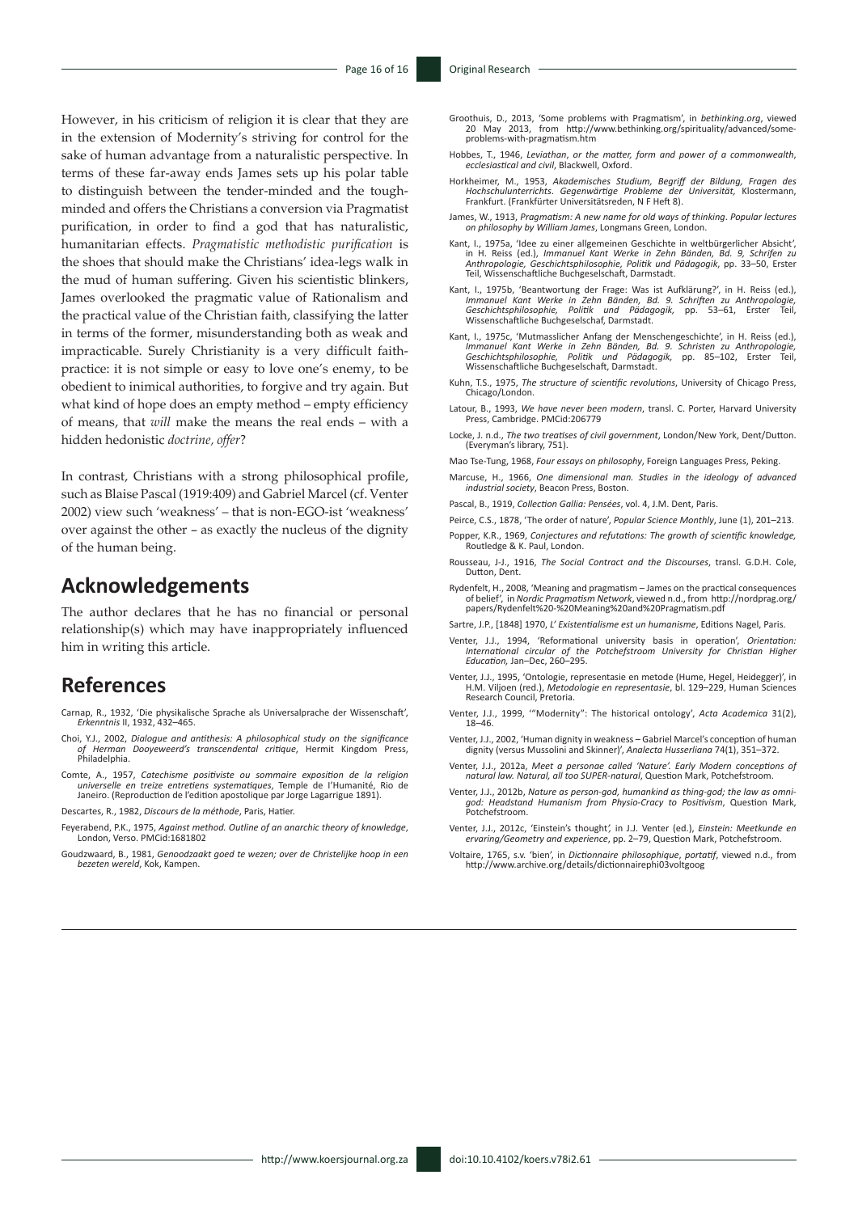However, in his criticism of religion it is clear that they are in the extension of Modernity's striving for control for the sake of human advantage from a naturalistic perspective. In terms of these far-away ends James sets up his polar table to distinguish between the tender-minded and the tough-minded and offers the Christians a conversion via Pragmatist purification, in order to find a god that has naturalistic, humanitarian effects. *Pragmatistic methodistic purification* is the shoes that should make the Christians' idea-legs walk in the mud of human suffering. Given his scientistic blinkers, James overlooked the pragmatic value of Rationalism and the practical value of the Christian faith, classifying the latter in terms of the former, misunderstanding both as weak and impracticable. Surely Christianity is a very difficult faith-practice: it is not simple or easy to love one's enemy, to be obedient to inimical authorities, to forgive and try again. But what kind of hope does an empty method – empty efficiency of means, that *will* make the means the real ends – with a hidden hedonistic *doctrine, offer*?

In contrast, Christians with a strong philosophical profile, such as Blaise Pascal (1919:409) and Gabriel Marcel (cf. Venter 2002) view such 'weakness' – that is non-EGO-ist 'weakness' over against the other – as exactly the nucleus of the dignity of the human being.

## Acknowledgements

The author declares that he has no financial or personal relationship(s) which may have inappropriately influenced him in writing this article.

## References

Carnap, R., 1932, 'Die physikalische Sprache als Universalprache der Wissenschaft', *Erkenntnis* II, 1932, 432–465.

Choi, Y.J., 2002, *Dialogue and antithesis: A philosophical study on the significance of Herman Dooyeweerd's transcendental critique*, Hermit Kingdom Press, Philadelphia.

Comte, A., 1957, *Catechisme positiviste ou sommaire exposition de la religion universelle en treize entretiens systematiques*, Temple de l'Humanité, Rio de Janeiro. (Reproduction de l'edition apostolique par Jorge Lagarrigue 1891).

Descartes, R., 1982, *Discours de la méthode*, Paris, Hatier.

Feyerabend, P.K., 1975, *Against method. Outline of an anarchic theory of knowledge*, London, Verso. PMCid:1681802

Goudzwaard, B., 1981, *Genoodzaakt goed te wezen; over de Christelijke hoop in een bezeten wereld*, Kok, Kampen.

Groothuis, D., 2013, 'Some problems with Pragmatism', in *bethinking.org*, viewed 20 May 2013, from http://www.bethinking.org/spirituality/advanced/some-problems-with-pragmatism.htm

Hobbes, T., 1946, *Leviathan, or the matter, form and power of a commonwealth, ecclesiastical and civil*, Blackwell, Oxford.

Horkheimer, M., 1953, *Akademisches Studium, Begriff der Bildung, Fragen des Hochschulunterrichts. Gegenwärtige Probleme der Universität,* Klostermann, Frankfurt. (Frankfürter Universitätsreden, N F Heft 8).

James, W., 1913, *Pragmatism: A new name for old ways of thinking. Popular lectures on philosophy by William James*, Longmans Green, London.

Kant, I., 1975a, 'Idee zu einer allgemeinen Geschichte in weltbürgerlicher Absicht', in H. Reiss (ed.), *Immanuel Kant Werke in Zehn Bänden, Bd. 9, Schrifen zu Anthropologie, Geschichtsphilosophie, Politik und Pädagogik*, pp. 33–50, Erster Teil, Wissenschaftliche Buchgeselschaft, Darmstadt.

Kant, I., 1975b, 'Beantwortung der Frage: Was ist Aufklärung?', in H. Reiss (ed.), *Immanuel Kant Werke in Zehn Bänden, Bd. 9. Schriften zu Anthropologie, Geschichtsphilosophie, Politik und Pädagogik,* pp. 53–61, Erster Teil, Wissenschaftliche Buchgeselschaf, Darmstadt.

Kant, I., 1975c, 'Mutmasslicher Anfang der Menschengeschichte', in H. Reiss (ed.), *Immanuel Kant Werke in Zehn Bänden, Bd. 9. Schristen zu Anthropologie, Geschichtsphilosophie, Politik und Pädagogik,* pp. 85–102, Erster Teil, Wissenschaftliche Buchgeselschaft, Darmstadt.

Kuhn, T.S., 1975, *The structure of scientific revolutions*, University of Chicago Press, Chicago/London.

Latour, B., 1993, *We have never been modern*, transl. C. Porter, Harvard University Press, Cambridge. PMCid:206779

Locke, J. n.d., *The two treatises of civil government*, London/New York, Dent/Dutton. (Everyman's library, 751).

Mao Tse-Tung, 1968, *Four essays on philosophy*, Foreign Languages Press, Peking.

Marcuse, H., 1966, *One dimensional man. Studies in the ideology of advanced industrial society*, Beacon Press, Boston.

Pascal, B., 1919, *Collection Gallia: Pensées*, vol. 4, J.M. Dent, Paris.

Peirce, C.S., 1878, 'The order of nature', *Popular Science Monthly*, June (1), 201–213.

Popper, K.R., 1969, *Conjectures and refutations: The growth of scientific knowledge,* Routledge & K. Paul, London.

Rousseau, J-J., 1916, *The Social Contract and the Discourses*, transl. G.D.H. Cole, Dutton, Dent.

Rydenfelt, H., 2008, 'Meaning and pragmatism – James on the practical consequences of belief', in *Nordic Pragmatism Network*, viewed n.d., from http://nordprag.org/papers/Rydenfelt%20-%20Meaning%20and%20Pragmatism.pdf

Sartre, J.P., [1848] 1970, *L' Existentialisme est un humanisme*, Editions Nagel, Paris.

Venter, J.J., 1994, 'Reformational university basis in operation', *Orientation: International circular of the Potchefstroom University for Christian Higher Education,* Jan–Dec, 260–295.

Venter, J.J., 1995, 'Ontologie, representasie en metode (Hume, Hegel, Heidegger)', in H.M. Viljoen (red.), *Metodologie en representasie*, bl. 129–229, Human Sciences Research Council, Pretoria.

Venter, J.J., 1999, '"Modernity": The historical ontology', *Acta Academica* 31(2), 18–46.

Venter, J.J., 2002, 'Human dignity in weakness – Gabriel Marcel's conception of human dignity (versus Mussolini and Skinner)', *Analecta Husserliana* 74(1), 351–372.

Venter, J.J., 2012a, *Meet a personae called 'Nature'. Early Modern conceptions of natural law. Natural, all too SUPER-natural*, Question Mark, Potchefstroom.

Venter, J.J., 2012b, *Nature as person-god, humankind as thing-god; the law as omni-god: Headstand Humanism from Physio-Cracy to Positivism*, Question Mark, Potchefstroom.

Venter, J.J., 2012c, 'Einstein's thought', in J.J. Venter (ed.), *Einstein: Meetkunde en ervaring/Geometry and experience*, pp. 2–79, Question Mark, Potchefstroom.

Voltaire, 1765, s.v. 'bien', in *Dictionnaire philosophique, portatif*, viewed n.d., from http://www.archive.org/details/dictionnairephi03voltgoog